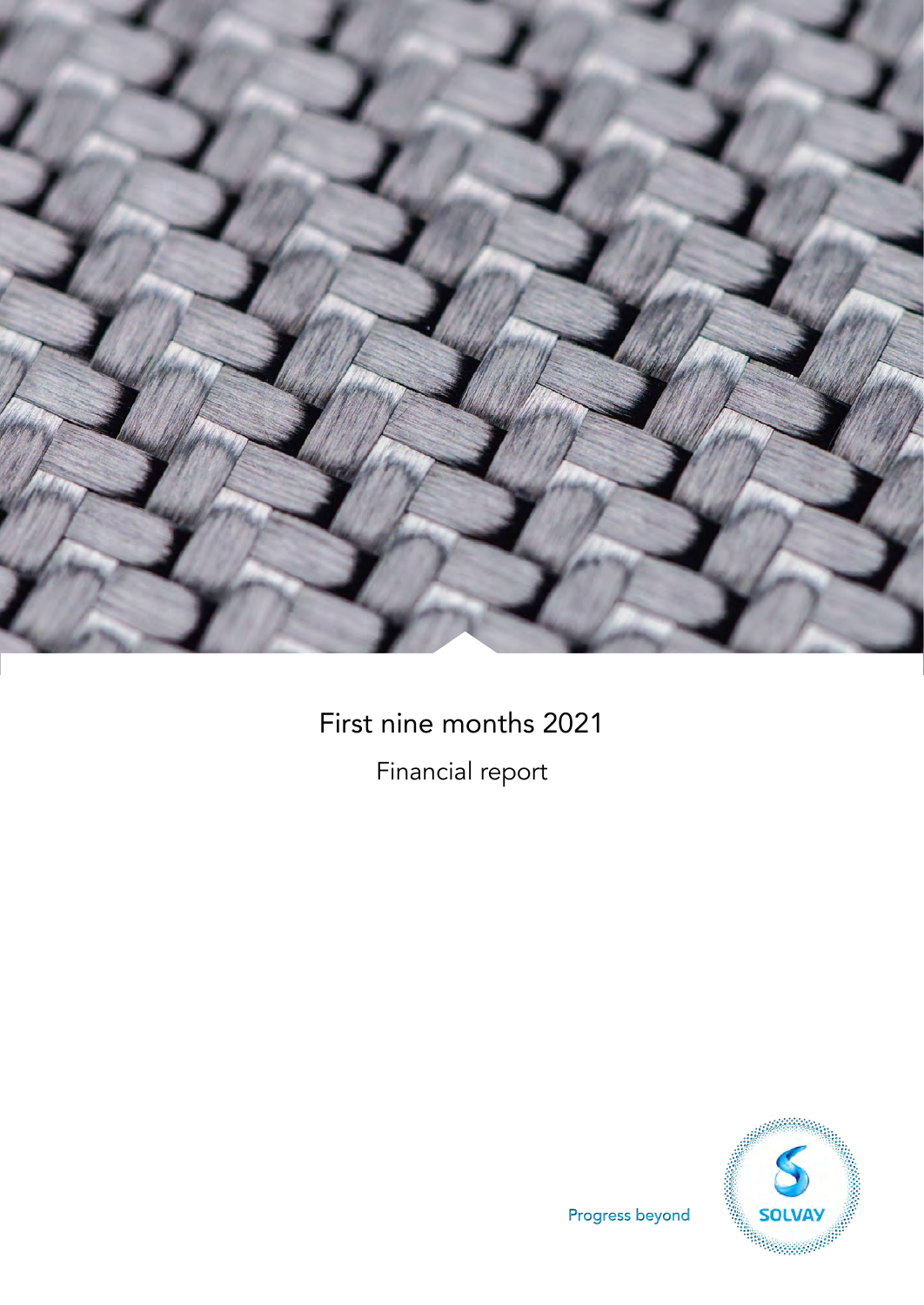# First nine months 2021

Financial report

Progress beyond

SOLVAY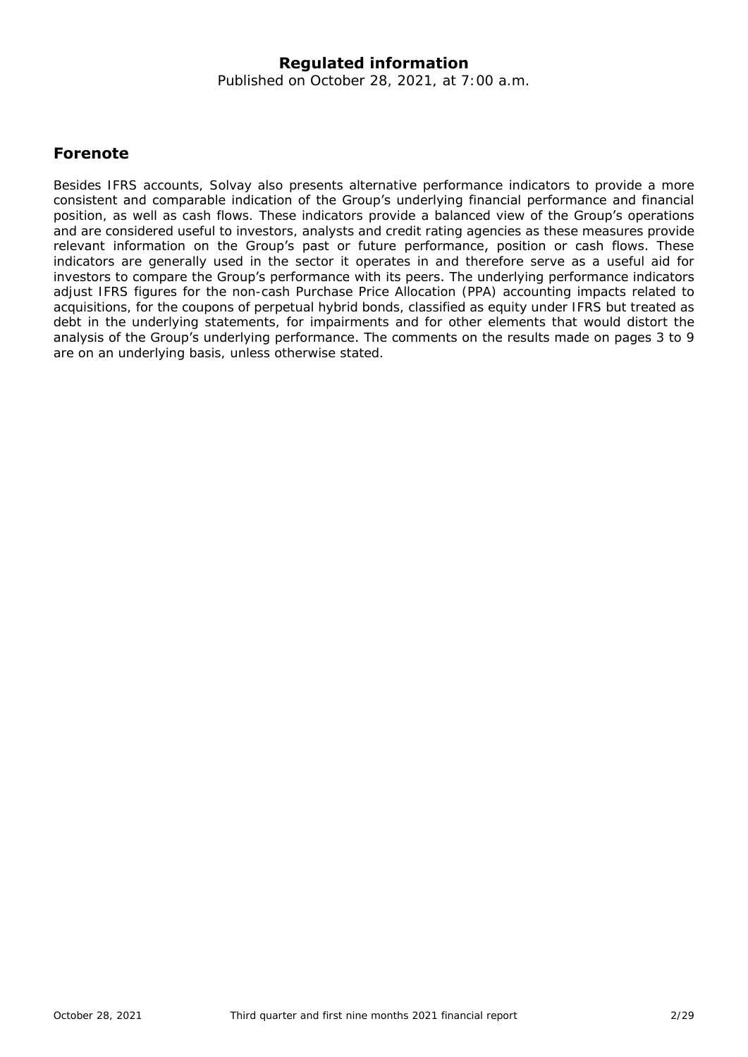**Regulated information**

Published on October 28, 2021, at 7:00 a.m.

## Forenote

Besides IFRS accounts, Solvay also presents alternative performance indicators to provide a more consistent and comparable indication of the Group's underlying financial performance and financial position, as well as cash flows. These indicators provide a balanced view of the Group's operations and are considered useful to investors, analysts and credit rating agencies as these measures provide relevant information on the Group's past or future performance, position or cash flows. These indicators are generally used in the sector it operates in and therefore serve as a useful aid for investors to compare the Group's performance with its peers. The underlying performance indicators adjust IFRS figures for the non-cash Purchase Price Allocation (PPA) accounting impacts related to acquisitions, for the coupons of perpetual hybrid bonds, classified as equity under IFRS but treated as debt in the underlying statements, for impairments and for other elements that would distort the analysis of the Group's underlying performance. The comments on the results made on pages 3 to 9 are on an underlying basis, unless otherwise stated.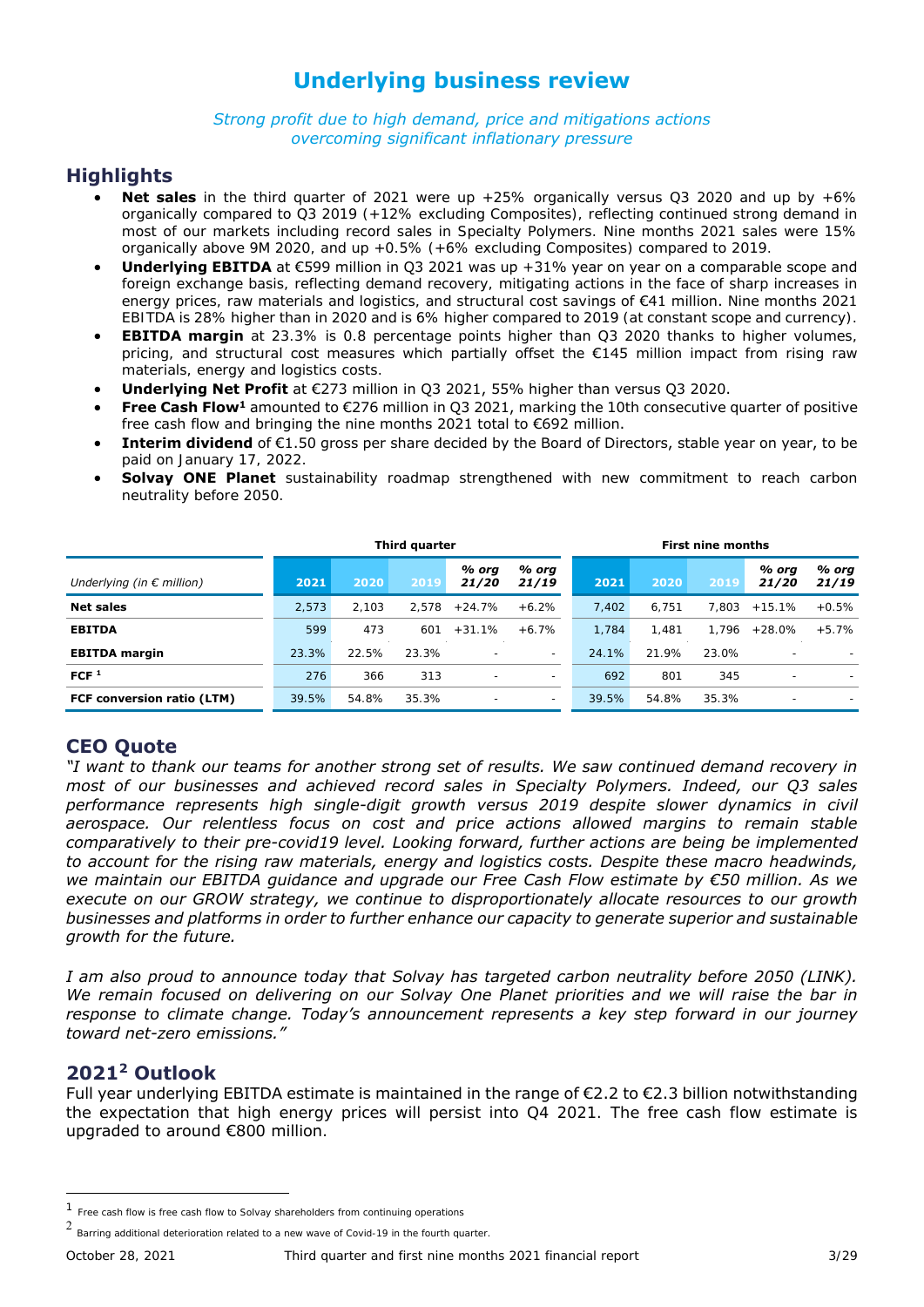# Underlying business review

*Strong profit due to high demand, price and mitigations actions overcoming significant inflationary pressure*

## Highlights

- **Net sales** in the third quarter of 2021 were up +25% organically versus Q3 2020 and up by +6% organically compared to Q3 2019 (+12% excluding Composites), reflecting continued strong demand in most of our markets including record sales in Specialty Polymers. Nine months 2021 sales were 15% organically above 9M 2020, and up +0.5% (+6% excluding Composites) compared to 2019.
- **Underlying EBITDA** at €599 million in Q3 2021 was up +31% year on year on a comparable scope and foreign exchange basis, reflecting demand recovery, mitigating actions in the face of sharp increases in energy prices, raw materials and logistics, and structural cost savings of €41 million. Nine months 2021 EBITDA is 28% higher than in 2020 and is 6% higher compared to 2019 (at constant scope and currency).
- **EBITDA margin** at 23.3% is 0.8 percentage points higher than Q3 2020 thanks to higher volumes, pricing, and structural cost measures which partially offset the €145 million impact from rising raw materials, energy and logistics costs.
- **Underlying Net Profit** at €273 million in Q3 2021, 55% higher than versus Q3 2020.
- **Free Cash Flow**[1] amounted to €276 million in Q3 2021, marking the 10th consecutive quarter of positive free cash flow and bringing the nine months 2021 total to €692 million.
- **Interim dividend** of €1.50 gross per share decided by the Board of Directors, stable year on year, to be paid on January 17, 2022.
- **Solvay ONE Planet** sustainability roadmap strengthened with new commitment to reach carbon neutrality before 2050.

| | Third quarter | | | | | First nine months | | | | |
|---|---|---|---|---|---|---|---|---|---|---|
| *Underlying (in € million)* | 2021 | 2020 | 2019 | *% org 21/20* | *% org 21/19* | 2021 | 2020 | 2019 | *% org 21/20* | *% org 21/19* |
| **Net sales** | 2,573 | 2,103 | 2,578 | +24.7% | +6.2% | 7,402 | 6,751 | 7,803 | +15.1% | +0.5% |
| **EBITDA** | 599 | 473 | 601 | +31.1% | +6.7% | 1,784 | 1,481 | 1,796 | +28.0% | +5.7% |
| **EBITDA margin** | 23.3% | 22.5% | 23.3% | - | - | 24.1% | 21.9% | 23.0% | - | - |
| **FCF** [1] | 276 | 366 | 313 | - | - | 692 | 801 | 345 | - | - |
| **FCF conversion ratio (LTM)** | 39.5% | 54.8% | 35.3% | - | - | 39.5% | 54.8% | 35.3% | - | - |

## CEO Quote

*"I want to thank our teams for another strong set of results. We saw continued demand recovery in most of our businesses and achieved record sales in Specialty Polymers. Indeed, our Q3 sales performance represents high single-digit growth versus 2019 despite slower dynamics in civil aerospace. Our relentless focus on cost and price actions allowed margins to remain stable comparatively to their pre-covid19 level. Looking forward, further actions are being be implemented to account for the rising raw materials, energy and logistics costs. Despite these macro headwinds, we maintain our EBITDA guidance and upgrade our Free Cash Flow estimate by €50 million. As we execute on our GROW strategy, we continue to disproportionately allocate resources to our growth businesses and platforms in order to further enhance our capacity to generate superior and sustainable growth for the future.*

*I am also proud to announce today that Solvay has targeted carbon neutrality before 2050 (LINK). We remain focused on delivering on our Solvay One Planet priorities and we will raise the bar in response to climate change. Today's announcement represents a key step forward in our journey toward net-zero emissions."*

## 2021[2] Outlook

Full year underlying EBITDA estimate is maintained in the range of €2.2 to €2.3 billion notwithstanding the expectation that high energy prices will persist into Q4 2021. The free cash flow estimate is upgraded to around €800 million.

---

[1] Free cash flow is free cash flow to Solvay shareholders from continuing operations

[2] Barring additional deterioration related to a new wave of Covid-19 in the fourth quarter.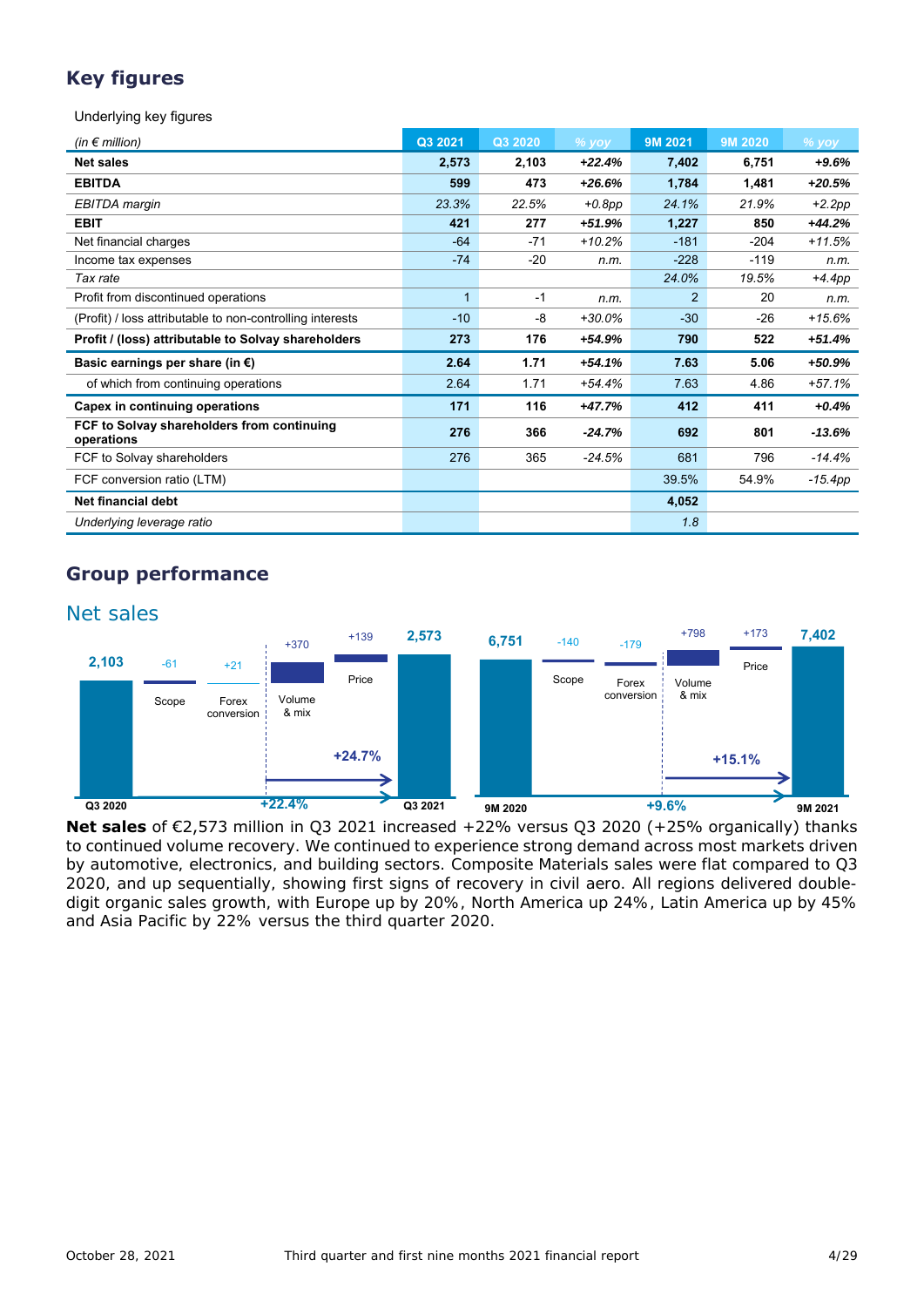## Key figures

Underlying key figures

| (in € million) | Q3 2021 | Q3 2020 | % yoy | 9M 2021 | 9M 2020 | % yoy |
|---|---|---|---|---|---|---|
| **Net sales** | **2,573** | **2,103** | ***+22.4%*** | **7,402** | **6,751** | ***+9.6%*** |
| **EBITDA** | **599** | **473** | ***+26.6%*** | **1,784** | **1,481** | ***+20.5%*** |
| *EBITDA margin* | *23.3%* | *22.5%* | *+0.8pp* | *24.1%* | *21.9%* | *+2.2pp* |
| **EBIT** | **421** | **277** | ***+51.9%*** | **1,227** | **850** | ***+44.2%*** |
| Net financial charges | -64 | -71 | *+10.2%* | -181 | -204 | *+11.5%* |
| Income tax expenses | -74 | -20 | *n.m.* | -228 | -119 | *n.m.* |
| *Tax rate* | | | | *24.0%* | *19.5%* | *+4.4pp* |
| Profit from discontinued operations | 1 | -1 | *n.m.* | 2 | 20 | *n.m.* |
| (Profit) / loss attributable to non-controlling interests | -10 | -8 | *+30.0%* | -30 | -26 | *+15.6%* |
| **Profit / (loss) attributable to Solvay shareholders** | **273** | **176** | ***+54.9%*** | **790** | **522** | ***+51.4%*** |
| **Basic earnings per share (in €)** | **2.64** | **1.71** | ***+54.1%*** | **7.63** | **5.06** | ***+50.9%*** |
| of which from continuing operations | 2.64 | 1.71 | *+54.4%* | 7.63 | 4.86 | *+57.1%* |
| **Capex in continuing operations** | **171** | **116** | ***+47.7%*** | **412** | **411** | ***+0.4%*** |
| **FCF to Solvay shareholders from continuing operations** | **276** | **366** | ***-24.7%*** | **692** | **801** | ***-13.6%*** |
| FCF to Solvay shareholders | 276 | 365 | *-24.5%* | 681 | 796 | *-14.4%* |
| FCF conversion ratio (LTM) | | | | 39.5% | 54.9% | *-15.4pp* |
| **Net financial debt** | | | | **4,052** | | |
| *Underlying leverage ratio* | | | | *1.8* | | |

## Group performance

### Net sales

| | Q3 2020 | Scope | Forex conversion | Volume & mix | Price | Q3 2021 |
|---|---|---|---|---|---|---|
| Q3 | 2,103 | -61 | +21 | +370 | +139 | 2,573 |

Q3: +22.4% (organic +24.7%)

| | 9M 2020 | Scope | Forex conversion | Volume & mix | Price | 9M 2021 |
|---|---|---|---|---|---|---|
| 9M | 6,751 | -140 | -179 | +798 | +173 | 7,402 |

9M: +9.6% (organic +15.1%)

**Net sales** of €2,573 million in Q3 2021 increased +22% versus Q3 2020 (+25% organically) thanks to continued volume recovery. We continued to experience strong demand across most markets driven by automotive, electronics, and building sectors. Composite Materials sales were flat compared to Q3 2020, and up sequentially, showing first signs of recovery in civil aero. All regions delivered double-digit organic sales growth, with Europe up by 20%, North America up 24%, Latin America up by 45% and Asia Pacific by 22% versus the third quarter 2020.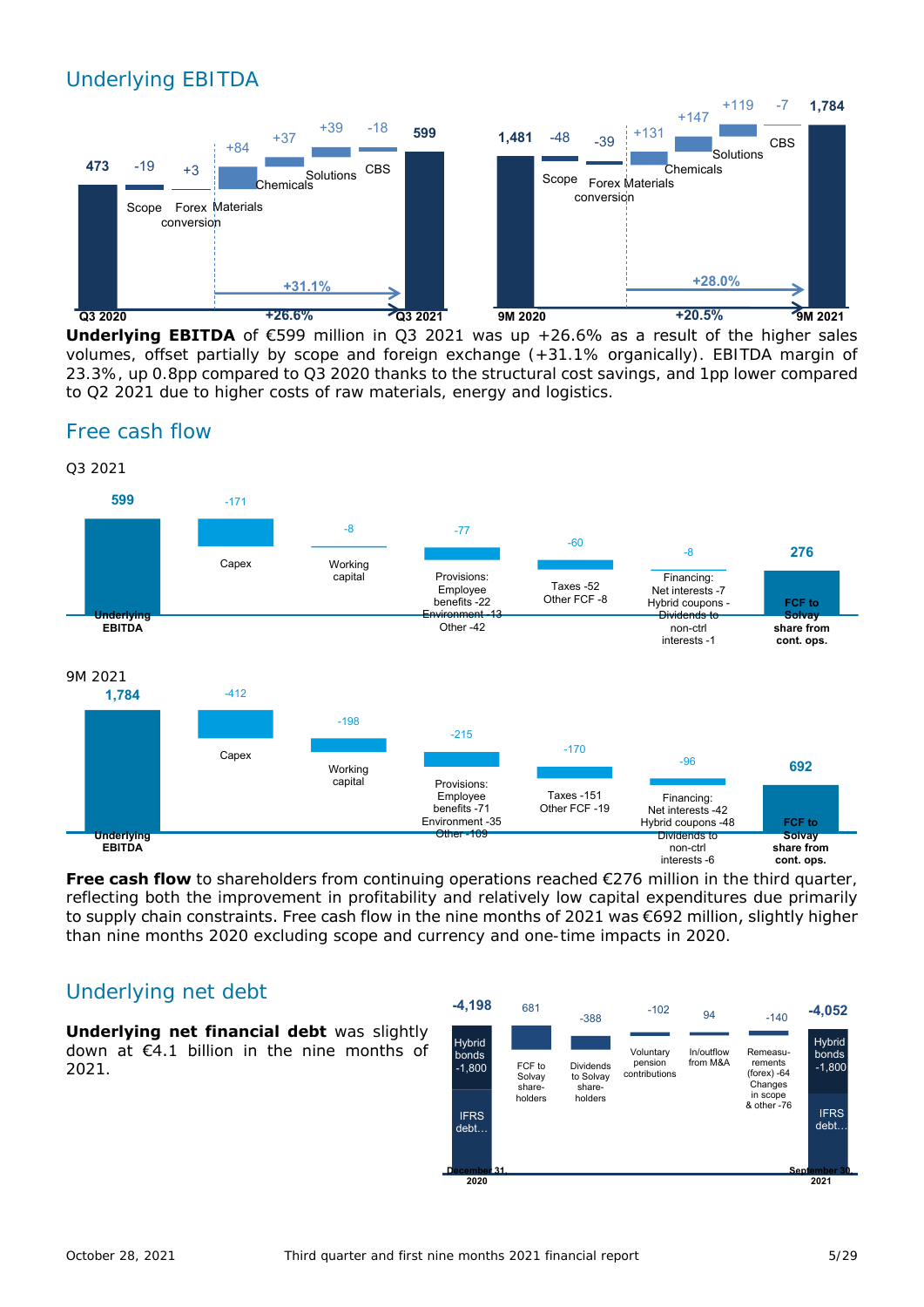## Underlying EBITDA

**Underlying EBITDA** of €599 million in Q3 2021 was up +26.6% as a result of the higher sales volumes, offset partially by scope and foreign exchange (+31.1% organically). EBITDA margin of 23.3%, up 0.8pp compared to Q3 2020 thanks to the structural cost savings, and 1pp lower compared to Q2 2021 due to higher costs of raw materials, energy and logistics.

## Free cash flow

**Free cash flow** to shareholders from continuing operations reached €276 million in the third quarter, reflecting both the improvement in profitability and relatively low capital expenditures due primarily to supply chain constraints. Free cash flow in the nine months of 2021 was €692 million, slightly higher than nine months 2020 excluding scope and currency and one-time impacts in 2020.

## Underlying net debt

**Underlying net financial debt** was slightly down at €4.1 billion in the nine months of 2021.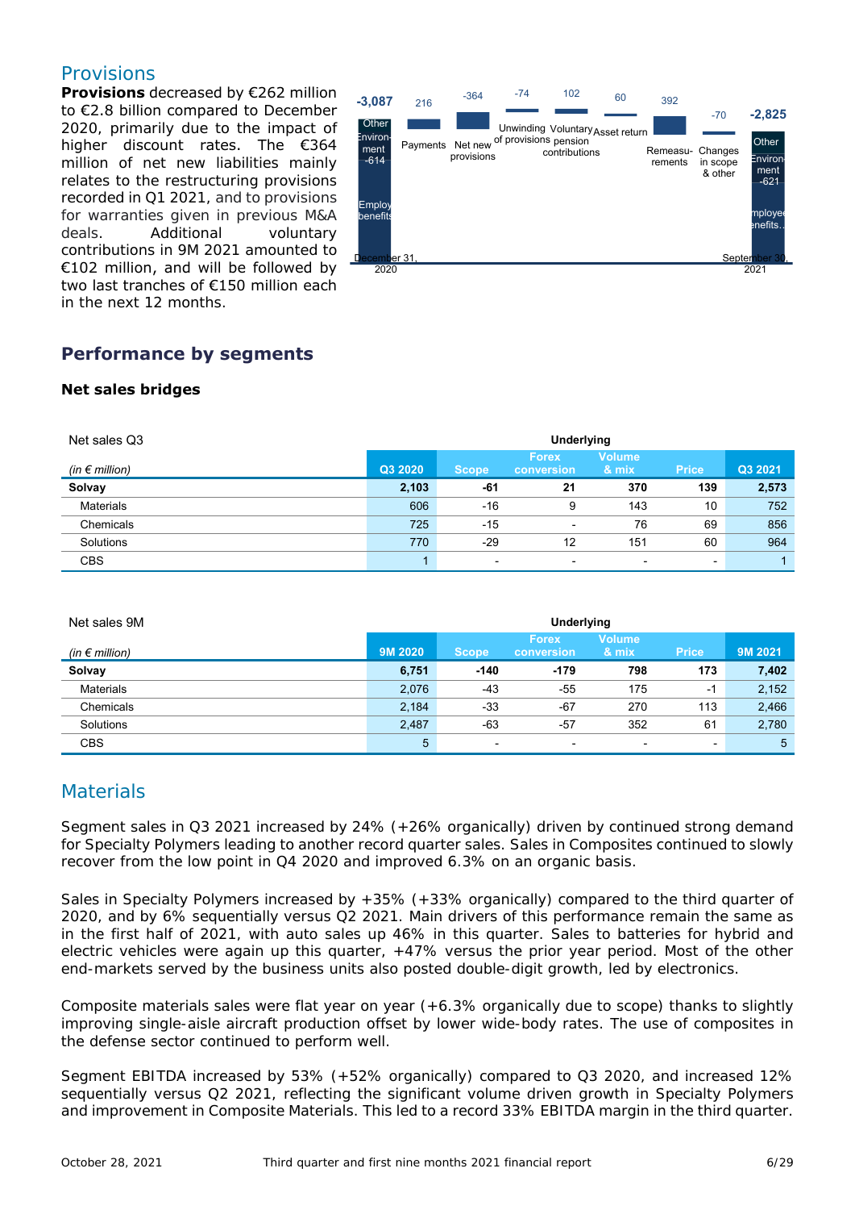## Provisions

**Provisions** decreased by €262 million to €2.8 billion compared to December 2020, primarily due to the impact of higher discount rates. The €364 million of net new liabilities mainly relates to the restructuring provisions recorded in Q1 2021, and to provisions for warranties given in previous M&A deals. Additional voluntary contributions in 9M 2021 amounted to €102 million, and will be followed by two last tranches of €150 million each in the next 12 months.

## Performance by segments

### Net sales bridges

| Net sales Q3 | | Underlying | | | |
|---|---|---|---|---|---|
| *(in € million)* | Q3 2020 | Scope | Forex conversion | Volume & mix | Price | Q3 2021 |
| **Solvay** | **2,103** | **-61** | **21** | **370** | **139** | **2,573** |
| Materials | 606 | -16 | 9 | 143 | 10 | 752 |
| Chemicals | 725 | -15 | - | 76 | 69 | 856 |
| Solutions | 770 | -29 | 12 | 151 | 60 | 964 |
| CBS | 1 | - | - | - | - | 1 |

| Net sales 9M | | Underlying | | | | |
|---|---|---|---|---|---|---|
| *(in € million)* | 9M 2020 | Scope | Forex conversion | Volume & mix | Price | 9M 2021 |
| **Solvay** | **6,751** | **-140** | **-179** | **798** | **173** | **7,402** |
| Materials | 2,076 | -43 | -55 | 175 | -1 | 2,152 |
| Chemicals | 2,184 | -33 | -67 | 270 | 113 | 2,466 |
| Solutions | 2,487 | -63 | -57 | 352 | 61 | 2,780 |
| CBS | 5 | - | - | - | - | 5 |

## Materials

Segment sales in Q3 2021 increased by 24% (+26% organically) driven by continued strong demand for Specialty Polymers leading to another record quarter sales. Sales in Composites continued to slowly recover from the low point in Q4 2020 and improved 6.3% on an organic basis.

Sales in Specialty Polymers increased by +35% (+33% organically) compared to the third quarter of 2020, and by 6% sequentially versus Q2 2021. Main drivers of this performance remain the same as in the first half of 2021, with auto sales up 46% in this quarter. Sales to batteries for hybrid and electric vehicles were again up this quarter, +47% versus the prior year period. Most of the other end-markets served by the business units also posted double-digit growth, led by electronics.

Composite materials sales were flat year on year (+6.3% organically due to scope) thanks to slightly improving single-aisle aircraft production offset by lower wide-body rates. The use of composites in the defense sector continued to perform well.

Segment EBITDA increased by 53% (+52% organically) compared to Q3 2020, and increased 12% sequentially versus Q2 2021, reflecting the significant volume driven growth in Specialty Polymers and improvement in Composite Materials. This led to a record 33% EBITDA margin in the third quarter.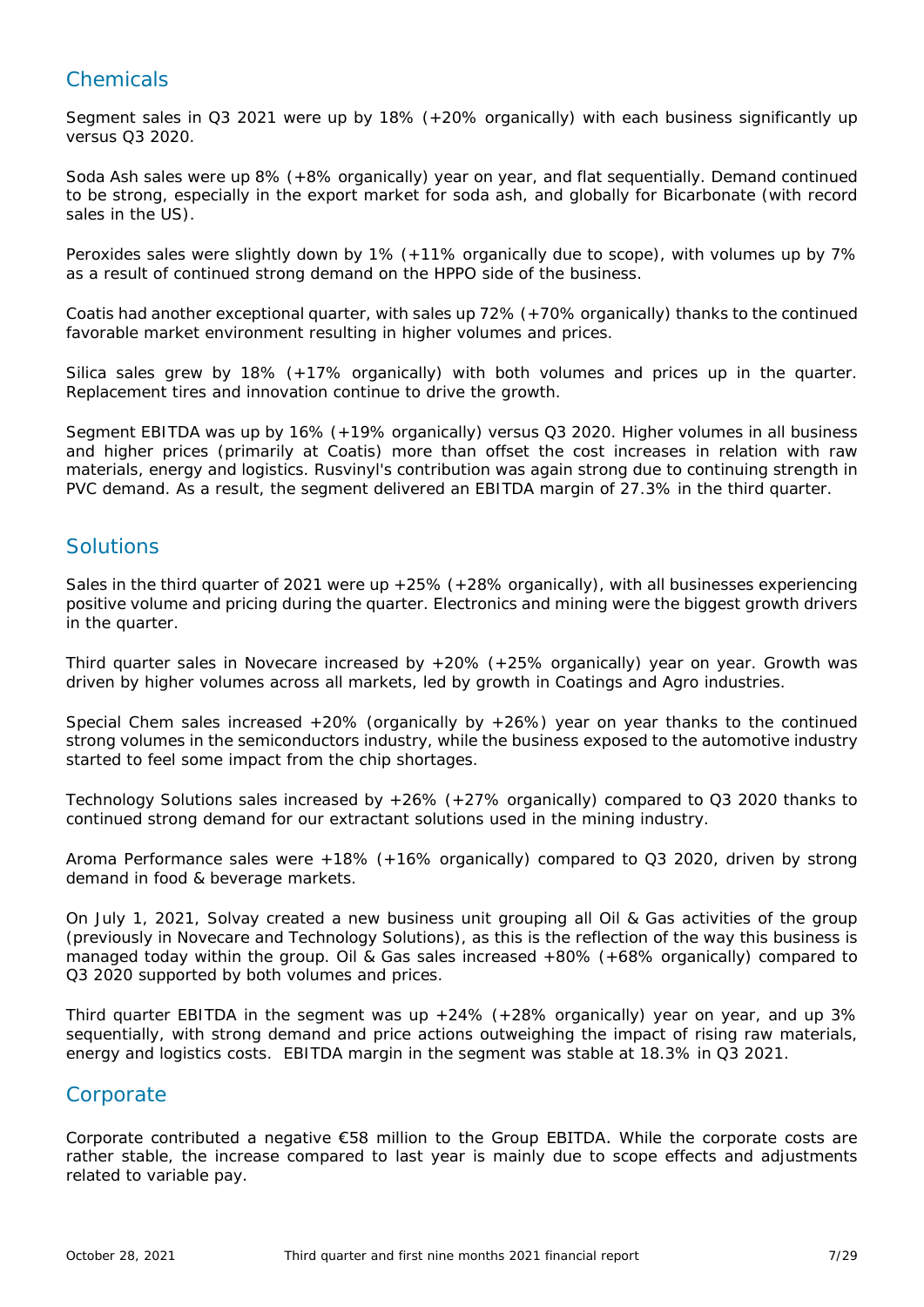## Chemicals

Segment sales in Q3 2021 were up by 18% (+20% organically) with each business significantly up versus Q3 2020.

Soda Ash sales were up 8% (+8% organically) year on year, and flat sequentially. Demand continued to be strong, especially in the export market for soda ash, and globally for Bicarbonate (with record sales in the US).

Peroxides sales were slightly down by 1% (+11% organically due to scope), with volumes up by 7% as a result of continued strong demand on the HPPO side of the business.

Coatis had another exceptional quarter, with sales up 72% (+70% organically) thanks to the continued favorable market environment resulting in higher volumes and prices.

Silica sales grew by 18% (+17% organically) with both volumes and prices up in the quarter. Replacement tires and innovation continue to drive the growth.

Segment EBITDA was up by 16% (+19% organically) versus Q3 2020. Higher volumes in all business and higher prices (primarily at Coatis) more than offset the cost increases in relation with raw materials, energy and logistics. Rusvinyl's contribution was again strong due to continuing strength in PVC demand. As a result, the segment delivered an EBITDA margin of 27.3% in the third quarter.

## Solutions

Sales in the third quarter of 2021 were up +25% (+28% organically), with all businesses experiencing positive volume and pricing during the quarter. Electronics and mining were the biggest growth drivers in the quarter.

Third quarter sales in Novecare increased by +20% (+25% organically) year on year. Growth was driven by higher volumes across all markets, led by growth in Coatings and Agro industries.

Special Chem sales increased +20% (organically by +26%) year on year thanks to the continued strong volumes in the semiconductors industry, while the business exposed to the automotive industry started to feel some impact from the chip shortages.

Technology Solutions sales increased by +26% (+27% organically) compared to Q3 2020 thanks to continued strong demand for our extractant solutions used in the mining industry.

Aroma Performance sales were +18% (+16% organically) compared to Q3 2020, driven by strong demand in food & beverage markets.

On July 1, 2021, Solvay created a new business unit grouping all Oil & Gas activities of the group (previously in Novecare and Technology Solutions), as this is the reflection of the way this business is managed today within the group. Oil & Gas sales increased +80% (+68% organically) compared to Q3 2020 supported by both volumes and prices.

Third quarter EBITDA in the segment was up +24% (+28% organically) year on year, and up 3% sequentially, with strong demand and price actions outweighing the impact of rising raw materials, energy and logistics costs. EBITDA margin in the segment was stable at 18.3% in Q3 2021.

## Corporate

Corporate contributed a negative €58 million to the Group EBITDA. While the corporate costs are rather stable, the increase compared to last year is mainly due to scope effects and adjustments related to variable pay.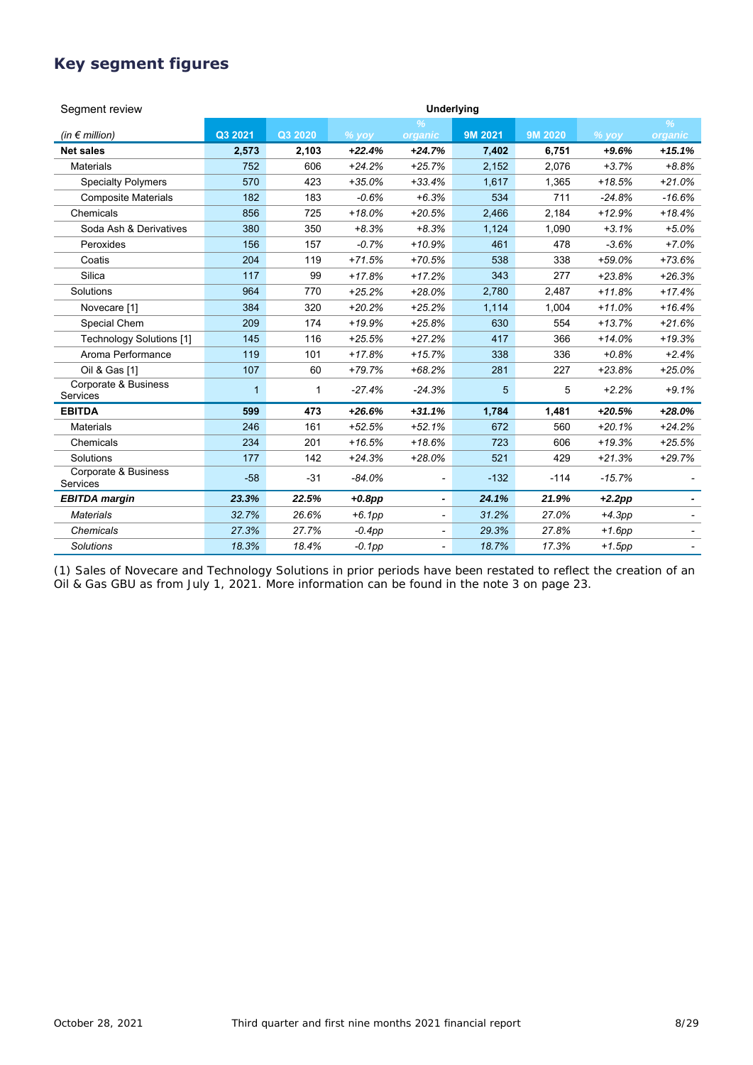## Key segment figures

| Segment review | Underlying | | | | | | | |
|---|---|---|---|---|---|---|---|---|
| *(in € million)* | Q3 2021 | Q3 2020 | % yoy | % organic | 9M 2021 | 9M 2020 | % yoy | % organic |
| **Net sales** | **2,573** | **2,103** | ***+22.4%*** | ***+24.7%*** | **7,402** | **6,751** | ***+9.6%*** | ***+15.1%*** |
| Materials | 752 | 606 | *+24.2%* | *+25.7%* | 2,152 | 2,076 | *+3.7%* | *+8.8%* |
| Specialty Polymers | 570 | 423 | *+35.0%* | *+33.4%* | 1,617 | 1,365 | *+18.5%* | *+21.0%* |
| Composite Materials | 182 | 183 | *-0.6%* | *+6.3%* | 534 | 711 | *-24.8%* | *-16.6%* |
| Chemicals | 856 | 725 | *+18.0%* | *+20.5%* | 2,466 | 2,184 | *+12.9%* | *+18.4%* |
| Soda Ash & Derivatives | 380 | 350 | *+8.3%* | *+8.3%* | 1,124 | 1,090 | *+3.1%* | *+5.0%* |
| Peroxides | 156 | 157 | *-0.7%* | *+10.9%* | 461 | 478 | *-3.6%* | *+7.0%* |
| Coatis | 204 | 119 | *+71.5%* | *+70.5%* | 538 | 338 | *+59.0%* | *+73.6%* |
| Silica | 117 | 99 | *+17.8%* | *+17.2%* | 343 | 277 | *+23.8%* | *+26.3%* |
| Solutions | 964 | 770 | *+25.2%* | *+28.0%* | 2,780 | 2,487 | *+11.8%* | *+17.4%* |
| Novecare [1] | 384 | 320 | *+20.2%* | *+25.2%* | 1,114 | 1,004 | *+11.0%* | *+16.4%* |
| Special Chem | 209 | 174 | *+19.9%* | *+25.8%* | 630 | 554 | *+13.7%* | *+21.6%* |
| Technology Solutions [1] | 145 | 116 | *+25.5%* | *+27.2%* | 417 | 366 | *+14.0%* | *+19.3%* |
| Aroma Performance | 119 | 101 | *+17.8%* | *+15.7%* | 338 | 336 | *+0.8%* | *+2.4%* |
| Oil & Gas [1] | 107 | 60 | *+79.7%* | *+68.2%* | 281 | 227 | *+23.8%* | *+25.0%* |
| Corporate & Business Services | 1 | 1 | *-27.4%* | *-24.3%* | 5 | 5 | *+2.2%* | *+9.1%* |
| **EBITDA** | **599** | **473** | ***+26.6%*** | ***+31.1%*** | **1,784** | **1,481** | ***+20.5%*** | ***+28.0%*** |
| Materials | 246 | 161 | *+52.5%* | *+52.1%* | 672 | 560 | *+20.1%* | *+24.2%* |
| Chemicals | 234 | 201 | *+16.5%* | *+18.6%* | 723 | 606 | *+19.3%* | *+25.5%* |
| Solutions | 177 | 142 | *+24.3%* | *+28.0%* | 521 | 429 | *+21.3%* | *+29.7%* |
| Corporate & Business Services | -58 | -31 | *-84.0%* | - | -132 | -114 | *-15.7%* | - |
| ***EBITDA margin*** | ***23.3%*** | ***22.5%*** | ***+0.8pp*** | **-** | ***24.1%*** | ***21.9%*** | ***+2.2pp*** | **-** |
| *Materials* | *32.7%* | *26.6%* | *+6.1pp* | - | *31.2%* | *27.0%* | *+4.3pp* | - |
| *Chemicals* | *27.3%* | *27.7%* | *-0.4pp* | - | *29.3%* | *27.8%* | *+1.6pp* | - |
| *Solutions* | *18.3%* | *18.4%* | *-0.1pp* | - | *18.7%* | *17.3%* | *+1.5pp* | - |

(1) Sales of Novecare and Technology Solutions in prior periods have been restated to reflect the creation of an Oil & Gas GBU as from July 1, 2021. More information can be found in the note 3 on page 23.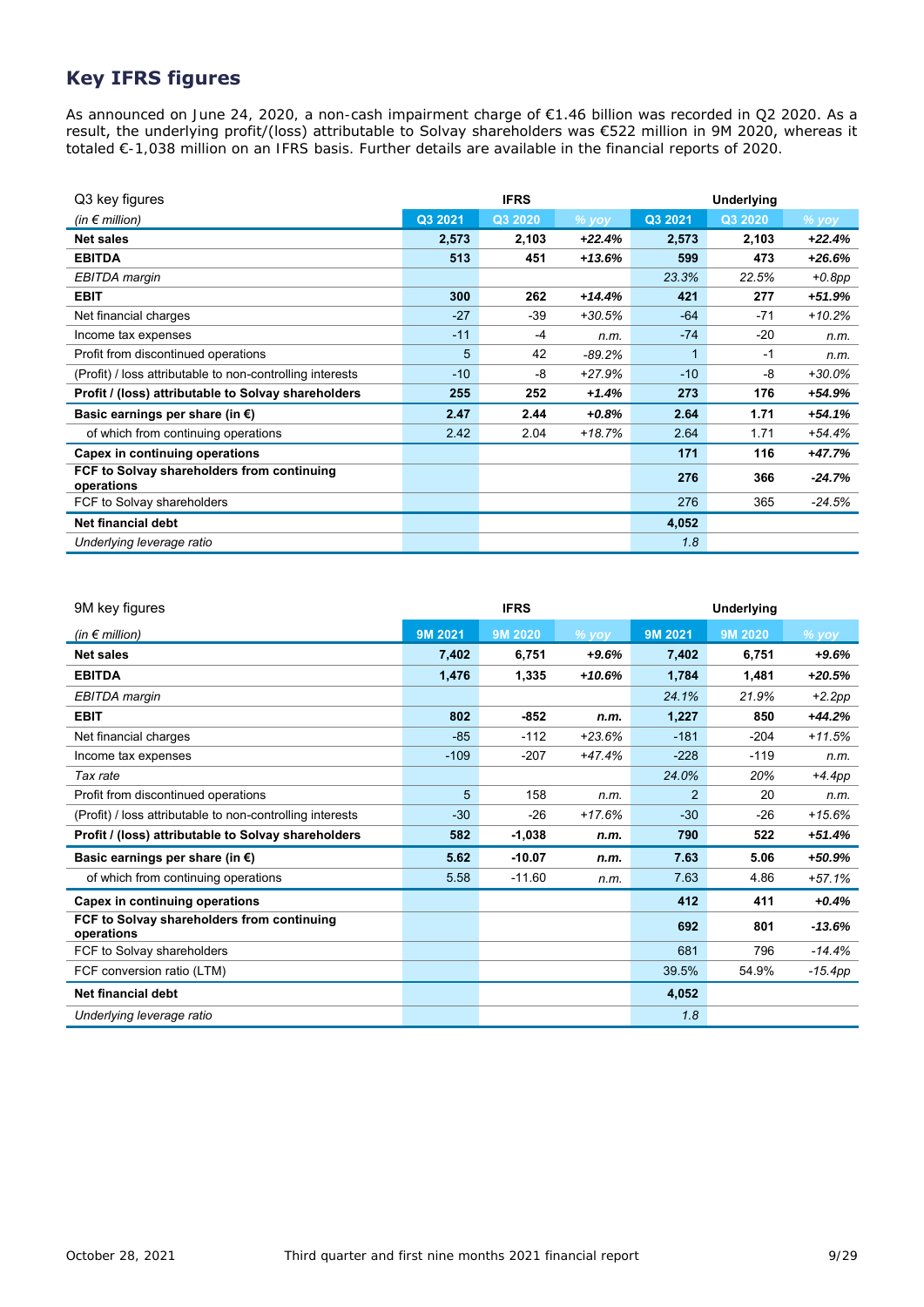## Key IFRS figures

As announced on June 24, 2020, a non-cash impairment charge of €1.46 billion was recorded in Q2 2020. As a result, the underlying profit/(loss) attributable to Solvay shareholders was €522 million in 9M 2020, whereas it totaled €-1,038 million on an IFRS basis. Further details are available in the financial reports of 2020.

| Q3 key figures | IFRS | | | Underlying | | |
|---|---|---|---|---|---|---|
| *(in € million)* | Q3 2021 | Q3 2020 | % yoy | Q3 2021 | Q3 2020 | % yoy |
| **Net sales** | **2,573** | **2,103** | ***+22.4%*** | **2,573** | **2,103** | ***+22.4%*** |
| **EBITDA** | **513** | **451** | ***+13.6%*** | **599** | **473** | ***+26.6%*** |
| *EBITDA margin* | | | | *23.3%* | *22.5%* | *+0.8pp* |
| **EBIT** | **300** | **262** | ***+14.4%*** | **421** | **277** | ***+51.9%*** |
| Net financial charges | -27 | -39 | *+30.5%* | -64 | -71 | *+10.2%* |
| Income tax expenses | -11 | -4 | *n.m.* | -74 | -20 | *n.m.* |
| Profit from discontinued operations | 5 | 42 | *-89.2%* | 1 | -1 | *n.m.* |
| (Profit) / loss attributable to non-controlling interests | -10 | -8 | *+27.9%* | -10 | -8 | *+30.0%* |
| **Profit / (loss) attributable to Solvay shareholders** | **255** | **252** | ***+1.4%*** | **273** | **176** | ***+54.9%*** |
| **Basic earnings per share (in €)** | **2.47** | **2.44** | ***+0.8%*** | **2.64** | **1.71** | ***+54.1%*** |
| of which from continuing operations | 2.42 | 2.04 | *+18.7%* | 2.64 | 1.71 | *+54.4%* |
| **Capex in continuing operations** | | | | **171** | **116** | ***+47.7%*** |
| **FCF to Solvay shareholders from continuing operations** | | | | **276** | **366** | ***-24.7%*** |
| FCF to Solvay shareholders | | | | 276 | 365 | *-24.5%* |
| **Net financial debt** | | | | **4,052** | | |
| *Underlying leverage ratio* | | | | *1.8* | | |

| 9M key figures | IFRS | | | Underlying | | |
|---|---|---|---|---|---|---|
| *(in € million)* | 9M 2021 | 9M 2020 | % yoy | 9M 2021 | 9M 2020 | % yoy |
| **Net sales** | **7,402** | **6,751** | ***+9.6%*** | **7,402** | **6,751** | ***+9.6%*** |
| **EBITDA** | **1,476** | **1,335** | ***+10.6%*** | **1,784** | **1,481** | ***+20.5%*** |
| *EBITDA margin* | | | | *24.1%* | *21.9%* | *+2.2pp* |
| **EBIT** | **802** | **-852** | ***n.m.*** | **1,227** | **850** | ***+44.2%*** |
| Net financial charges | -85 | -112 | *+23.6%* | -181 | -204 | *+11.5%* |
| Income tax expenses | -109 | -207 | *+47.4%* | -228 | -119 | *n.m.* |
| *Tax rate* | | | | *24.0%* | *20%* | *+4.4pp* |
| Profit from discontinued operations | 5 | 158 | *n.m.* | 2 | 20 | *n.m.* |
| (Profit) / loss attributable to non-controlling interests | -30 | -26 | *+17.6%* | -30 | -26 | *+15.6%* |
| **Profit / (loss) attributable to Solvay shareholders** | **582** | **-1,038** | ***n.m.*** | **790** | **522** | ***+51.4%*** |
| **Basic earnings per share (in €)** | **5.62** | **-10.07** | ***n.m.*** | **7.63** | **5.06** | ***+50.9%*** |
| of which from continuing operations | 5.58 | -11.60 | *n.m.* | 7.63 | 4.86 | *+57.1%* |
| **Capex in continuing operations** | | | | **412** | **411** | ***+0.4%*** |
| **FCF to Solvay shareholders from continuing operations** | | | | **692** | **801** | ***-13.6%*** |
| FCF to Solvay shareholders | | | | 681 | 796 | *-14.4%* |
| FCF conversion ratio (LTM) | | | | 39.5% | 54.9% | *-15.4pp* |
| **Net financial debt** | | | | **4,052** | | |
| *Underlying leverage ratio* | | | | *1.8* | | |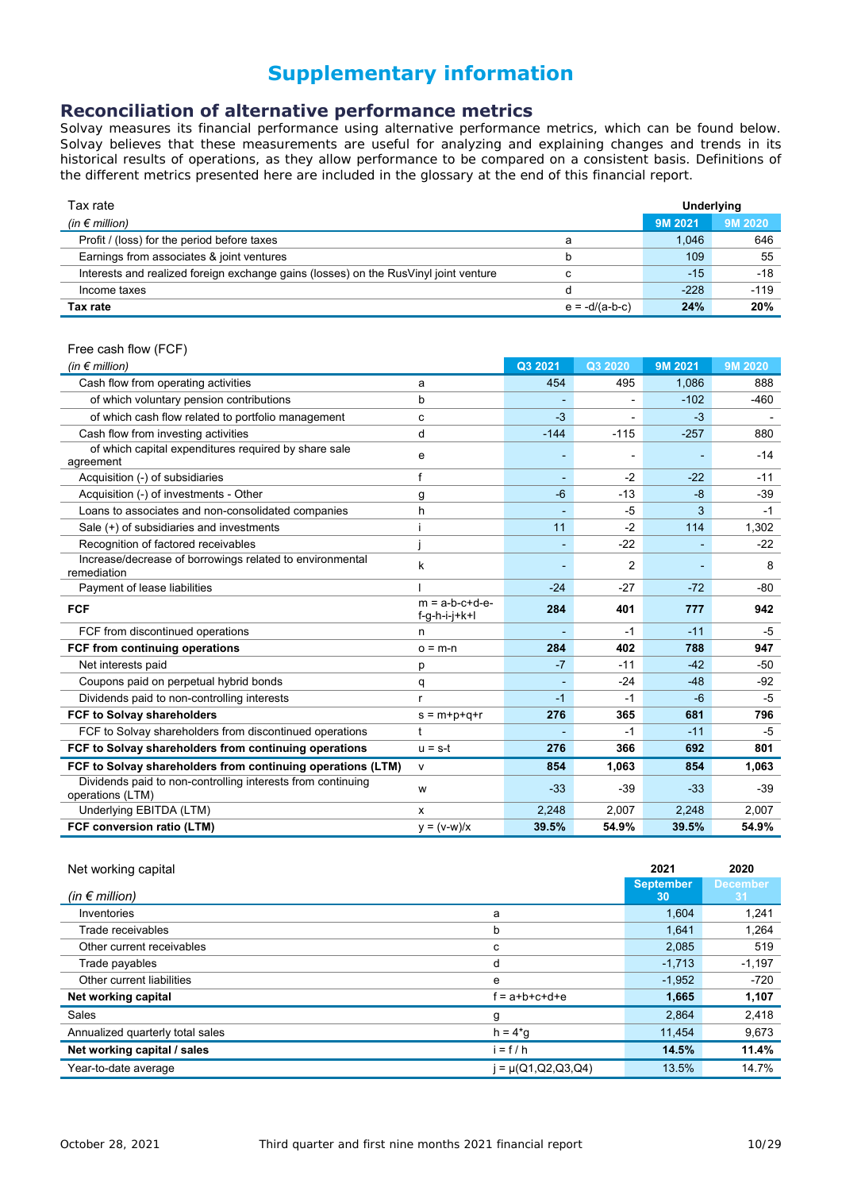# Supplementary information

## Reconciliation of alternative performance metrics

Solvay measures its financial performance using alternative performance metrics, which can be found below. Solvay believes that these measurements are useful for analyzing and explaining changes and trends in its historical results of operations, as they allow performance to be compared on a consistent basis. Definitions of the different metrics presented here are included in the glossary at the end of this financial report.

| Tax rate | | Underlying | |
|---|---|---|---|
| *(in € million)* | | 9M 2021 | 9M 2020 |
| Profit / (loss) for the period before taxes | a | 1,046 | 646 |
| Earnings from associates & joint ventures | b | 109 | 55 |
| Interests and realized foreign exchange gains (losses) on the RusVinyl joint venture | c | -15 | -18 |
| Income taxes | d | -228 | -119 |
| **Tax rate** | e = -d/(a-b-c) | **24%** | **20%** |

| Free cash flow (FCF) | | | | | |
|---|---|---|---|---|---|
| *(in € million)* | | Q3 2021 | Q3 2020 | 9M 2021 | 9M 2020 |
| Cash flow from operating activities | a | 454 | 495 | 1,086 | 888 |
| of which voluntary pension contributions | b | - | - | -102 | -460 |
| of which cash flow related to portfolio management | c | -3 | - | -3 | - |
| Cash flow from investing activities | d | -144 | -115 | -257 | 880 |
| of which capital expenditures required by share sale agreement | e | - | - | - | -14 |
| Acquisition (-) of subsidiaries | f | - | -2 | -22 | -11 |
| Acquisition (-) of investments - Other | g | -6 | -13 | -8 | -39 |
| Loans to associates and non-consolidated companies | h | - | -5 | 3 | -1 |
| Sale (+) of subsidiaries and investments | i | 11 | -2 | 114 | 1,302 |
| Recognition of factored receivables | j | - | -22 | - | -22 |
| Increase/decrease of borrowings related to environmental remediation | k | - | 2 | - | 8 |
| Payment of lease liabilities | l | -24 | -27 | -72 | -80 |
| **FCF** | m = a-b-c+d-e-f-g-h-i-j+k+l | **284** | **401** | **777** | **942** |
| FCF from discontinued operations | n | - | -1 | -11 | -5 |
| **FCF from continuing operations** | o = m-n | **284** | **402** | **788** | **947** |
| Net interests paid | p | -7 | -11 | -42 | -50 |
| Coupons paid on perpetual hybrid bonds | q | - | -24 | -48 | -92 |
| Dividends paid to non-controlling interests | r | -1 | -1 | -6 | -5 |
| **FCF to Solvay shareholders** | s = m+p+q+r | **276** | **365** | **681** | **796** |
| FCF to Solvay shareholders from discontinued operations | t | - | -1 | -11 | -5 |
| **FCF to Solvay shareholders from continuing operations** | u = s-t | **276** | **366** | **692** | **801** |
| **FCF to Solvay shareholders from continuing operations (LTM)** | v | **854** | **1,063** | **854** | **1,063** |
| Dividends paid to non-controlling interests from continuing operations (LTM) | w | -33 | -39 | -33 | -39 |
| Underlying EBITDA (LTM) | x | 2,248 | 2,007 | 2,248 | 2,007 |
| **FCF conversion ratio (LTM)** | y = (v-w)/x | **39.5%** | **54.9%** | **39.5%** | **54.9%** |

| Net working capital | | 2021 | 2020 |
|---|---|---|---|
| *(in € million)* | | September 30 | December 31 |
| Inventories | a | 1,604 | 1,241 |
| Trade receivables | b | 1,641 | 1,264 |
| Other current receivables | c | 2,085 | 519 |
| Trade payables | d | -1,713 | -1,197 |
| Other current liabilities | e | -1,952 | -720 |
| **Net working capital** | f = a+b+c+d+e | **1,665** | **1,107** |
| Sales | g | 2,864 | 2,418 |
| Annualized quarterly total sales | h = 4*g | 11,454 | 9,673 |
| **Net working capital / sales** | i = f / h | **14.5%** | **11.4%** |
| Year-to-date average | j = μ(Q1,Q2,Q3,Q4) | 13.5% | 14.7% |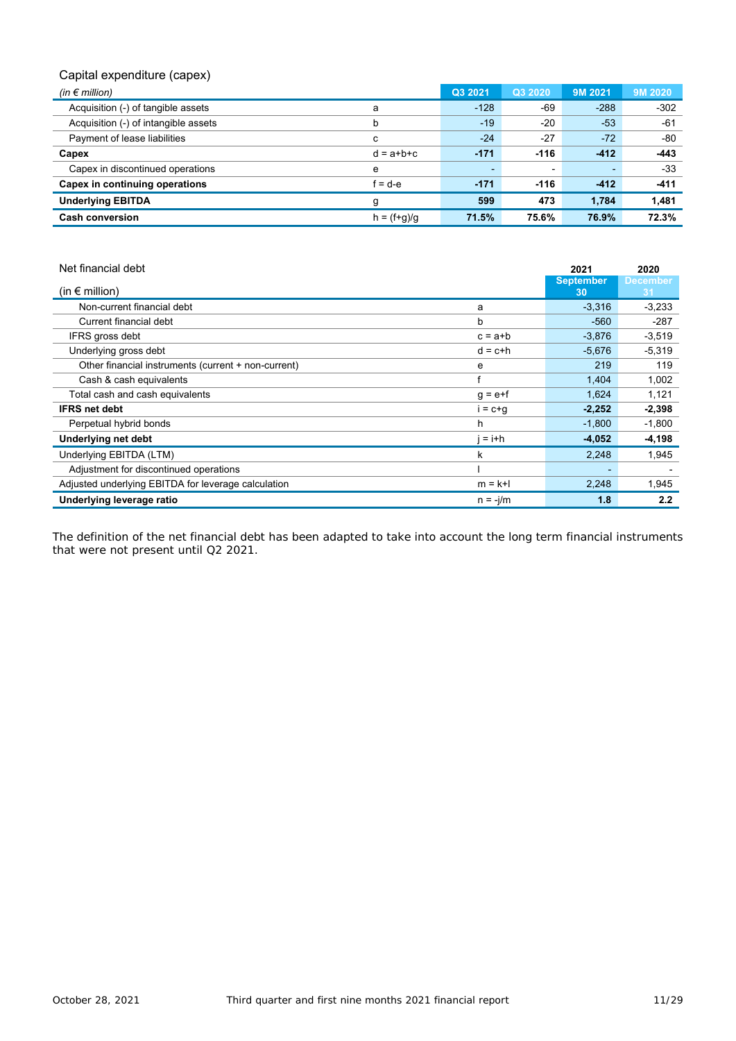Capital expenditure (capex)

| *(in € million)* | | Q3 2021 | Q3 2020 | 9M 2021 | 9M 2020 |
|---|---|---|---|---|---|
| Acquisition (-) of tangible assets | a | -128 | -69 | -288 | -302 |
| Acquisition (-) of intangible assets | b | -19 | -20 | -53 | -61 |
| Payment of lease liabilities | c | -24 | -27 | -72 | -80 |
| **Capex** | d = a+b+c | **-171** | **-116** | **-412** | **-443** |
| Capex in discontinued operations | e | - | - | - | -33 |
| **Capex in continuing operations** | f = d-e | **-171** | **-116** | **-412** | **-411** |
| **Underlying EBITDA** | g | **599** | **473** | **1,784** | **1,481** |
| **Cash conversion** | h = (f+g)/g | **71.5%** | **75.6%** | **76.9%** | **72.3%** |

Net financial debt

| (in € million) | | 2021 September 30 | 2020 December 31 |
|---|---|---|---|
| Non-current financial debt | a | -3,316 | -3,233 |
| Current financial debt | b | -560 | -287 |
| IFRS gross debt | c = a+b | -3,876 | -3,519 |
| Underlying gross debt | d = c+h | -5,676 | -5,319 |
| Other financial instruments (current + non-current) | e | 219 | 119 |
| Cash & cash equivalents | f | 1,404 | 1,002 |
| Total cash and cash equivalents | g = e+f | 1,624 | 1,121 |
| **IFRS net debt** | i = c+g | **-2,252** | **-2,398** |
| Perpetual hybrid bonds | h | -1,800 | -1,800 |
| **Underlying net debt** | j = i+h | **-4,052** | **-4,198** |
| Underlying EBITDA (LTM) | k | 2,248 | 1,945 |
| Adjustment for discontinued operations | l | - | - |
| Adjusted underlying EBITDA for leverage calculation | m = k+l | 2,248 | 1,945 |
| **Underlying leverage ratio** | n = -j/m | **1.8** | **2.2** |

The definition of the net financial debt has been adapted to take into account the long term financial instruments that were not present until Q2 2021.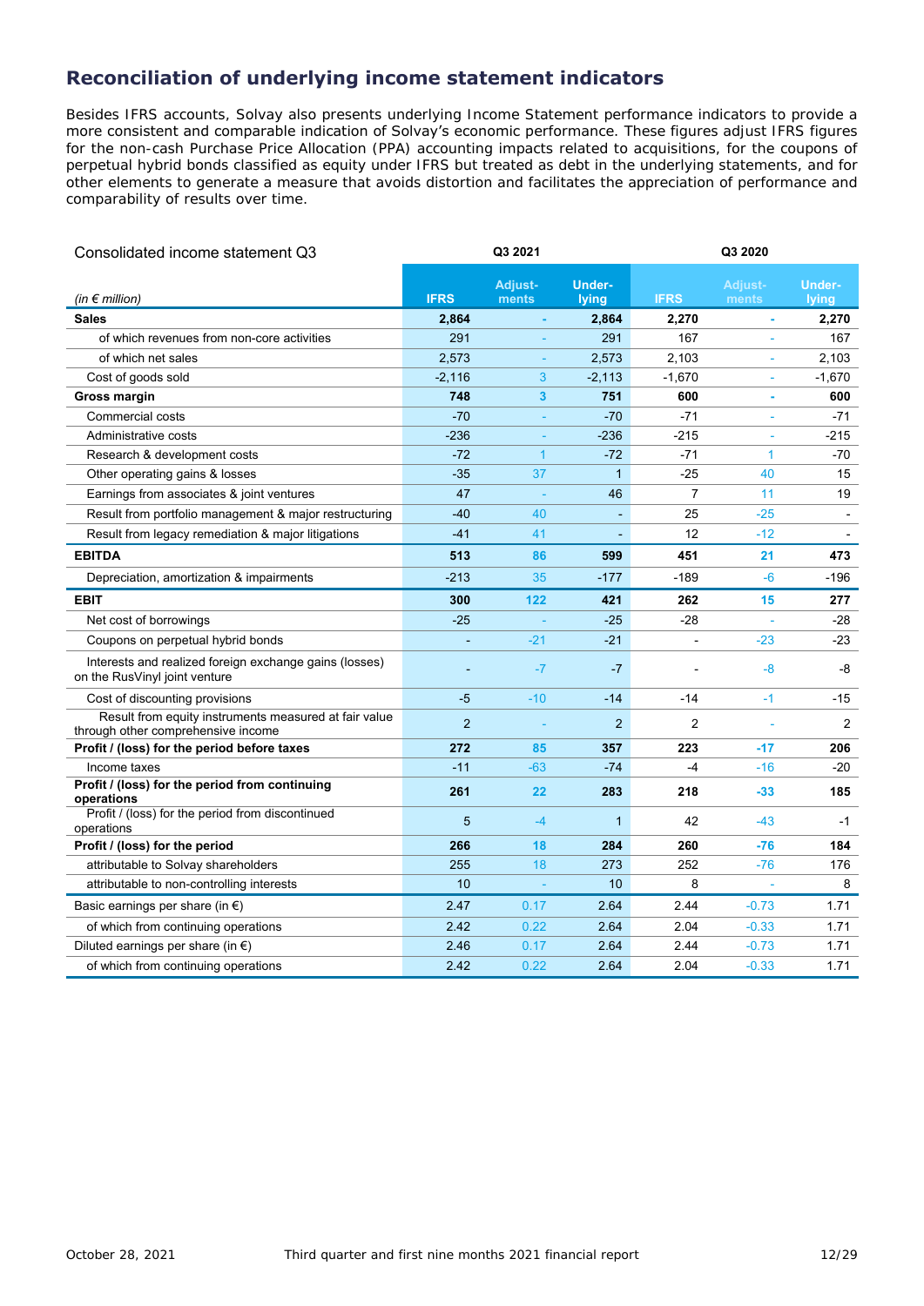## Reconciliation of underlying income statement indicators

Besides IFRS accounts, Solvay also presents underlying Income Statement performance indicators to provide a more consistent and comparable indication of Solvay's economic performance. These figures adjust IFRS figures for the non-cash Purchase Price Allocation (PPA) accounting impacts related to acquisitions, for the coupons of perpetual hybrid bonds classified as equity under IFRS but treated as debt in the underlying statements, and for other elements to generate a measure that avoids distortion and facilitates the appreciation of performance and comparability of results over time.

| Consolidated income statement Q3 | Q3 2021 | | | Q3 2020 | | |
|---|---|---|---|---|---|---|
| *(in € million)* | IFRS | Adjust-ments | Under-lying | IFRS | Adjust-ments | Under-lying |
| **Sales** | **2,864** | - | **2,864** | **2,270** | - | **2,270** |
| of which revenues from non-core activities | 291 | - | 291 | 167 | - | 167 |
| of which net sales | 2,573 | - | 2,573 | 2,103 | - | 2,103 |
| Cost of goods sold | -2,116 | 3 | -2,113 | -1,670 | - | -1,670 |
| **Gross margin** | **748** | **3** | **751** | **600** | - | **600** |
| Commercial costs | -70 | - | -70 | -71 | - | -71 |
| Administrative costs | -236 | - | -236 | -215 | - | -215 |
| Research & development costs | -72 | 1 | -72 | -71 | 1 | -70 |
| Other operating gains & losses | -35 | 37 | 1 | -25 | 40 | 15 |
| Earnings from associates & joint ventures | 47 | - | 46 | 7 | 11 | 19 |
| Result from portfolio management & major restructuring | -40 | 40 | - | 25 | -25 | - |
| Result from legacy remediation & major litigations | -41 | 41 | - | 12 | -12 | - |
| **EBITDA** | **513** | **86** | **599** | **451** | **21** | **473** |
| Depreciation, amortization & impairments | -213 | 35 | -177 | -189 | -6 | -196 |
| **EBIT** | **300** | **122** | **421** | **262** | **15** | **277** |
| Net cost of borrowings | -25 | - | -25 | -28 | - | -28 |
| Coupons on perpetual hybrid bonds | - | -21 | -21 | - | -23 | -23 |
| Interests and realized foreign exchange gains (losses) on the RusVinyl joint venture | - | -7 | -7 | - | -8 | -8 |
| Cost of discounting provisions | -5 | -10 | -14 | -14 | -1 | -15 |
| Result from equity instruments measured at fair value through other comprehensive income | 2 | - | 2 | 2 | - | 2 |
| **Profit / (loss) for the period before taxes** | **272** | **85** | **357** | **223** | **-17** | **206** |
| Income taxes | -11 | -63 | -74 | -4 | -16 | -20 |
| **Profit / (loss) for the period from continuing operations** | **261** | **22** | **283** | **218** | **-33** | **185** |
| Profit / (loss) for the period from discontinued operations | 5 | -4 | 1 | 42 | -43 | -1 |
| **Profit / (loss) for the period** | **266** | **18** | **284** | **260** | **-76** | **184** |
| attributable to Solvay shareholders | 255 | 18 | 273 | 252 | -76 | 176 |
| attributable to non-controlling interests | 10 | - | 10 | 8 | - | 8 |
| Basic earnings per share (in €) | 2.47 | 0.17 | 2.64 | 2.44 | -0.73 | 1.71 |
| of which from continuing operations | 2.42 | 0.22 | 2.64 | 2.04 | -0.33 | 1.71 |
| Diluted earnings per share (in €) | 2.46 | 0.17 | 2.64 | 2.44 | -0.73 | 1.71 |
| of which from continuing operations | 2.42 | 0.22 | 2.64 | 2.04 | -0.33 | 1.71 |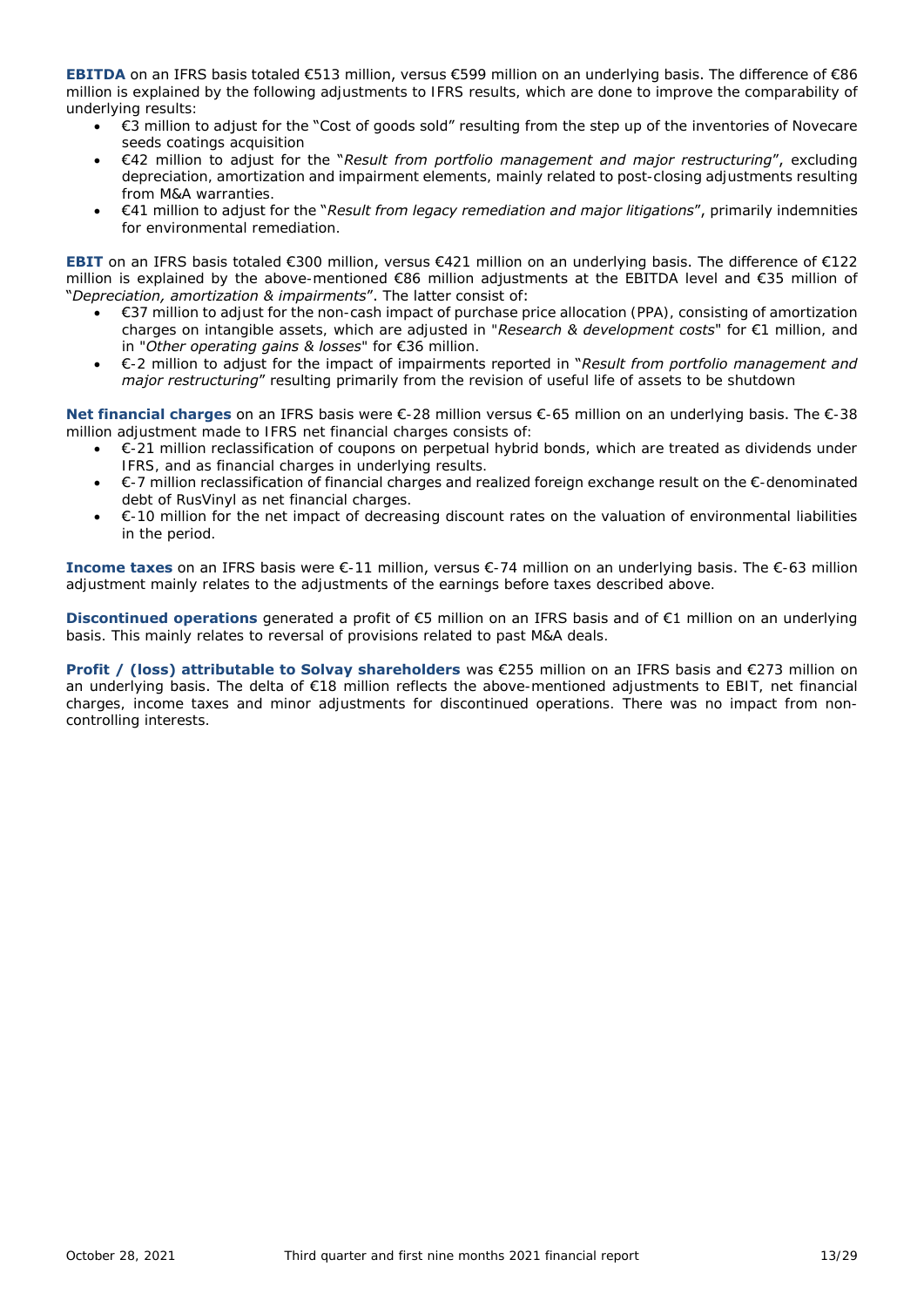**EBITDA** on an IFRS basis totaled €513 million, versus €599 million on an underlying basis. The difference of €86 million is explained by the following adjustments to IFRS results, which are done to improve the comparability of underlying results:

- €3 million to adjust for the "Cost of goods sold" resulting from the step up of the inventories of Novecare seeds coatings acquisition
- €42 million to adjust for the "*Result from portfolio management and major restructuring*", excluding depreciation, amortization and impairment elements, mainly related to post-closing adjustments resulting from M&A warranties.
- €41 million to adjust for the "*Result from legacy remediation and major litigations*", primarily indemnities for environmental remediation.

**EBIT** on an IFRS basis totaled €300 million, versus €421 million on an underlying basis. The difference of €122 million is explained by the above-mentioned €86 million adjustments at the EBITDA level and €35 million of "*Depreciation, amortization & impairments*". The latter consist of:

- €37 million to adjust for the non-cash impact of purchase price allocation (PPA), consisting of amortization charges on intangible assets, which are adjusted in "*Research & development costs*" for €1 million, and in "*Other operating gains & losses*" for €36 million.
- €-2 million to adjust for the impact of impairments reported in "*Result from portfolio management and major restructuring*" resulting primarily from the revision of useful life of assets to be shutdown

**Net financial charges** on an IFRS basis were €-28 million versus €-65 million on an underlying basis. The €-38 million adjustment made to IFRS net financial charges consists of:

- €-21 million reclassification of coupons on perpetual hybrid bonds, which are treated as dividends under IFRS, and as financial charges in underlying results.
- €-7 million reclassification of financial charges and realized foreign exchange result on the €-denominated debt of RusVinyl as net financial charges.
- €-10 million for the net impact of decreasing discount rates on the valuation of environmental liabilities in the period.

**Income taxes** on an IFRS basis were €-11 million, versus €-74 million on an underlying basis. The €-63 million adjustment mainly relates to the adjustments of the earnings before taxes described above.

**Discontinued operations** generated a profit of €5 million on an IFRS basis and of €1 million on an underlying basis. This mainly relates to reversal of provisions related to past M&A deals.

**Profit / (loss) attributable to Solvay shareholders** was €255 million on an IFRS basis and €273 million on an underlying basis. The delta of €18 million reflects the above-mentioned adjustments to EBIT, net financial charges, income taxes and minor adjustments for discontinued operations. There was no impact from non-controlling interests.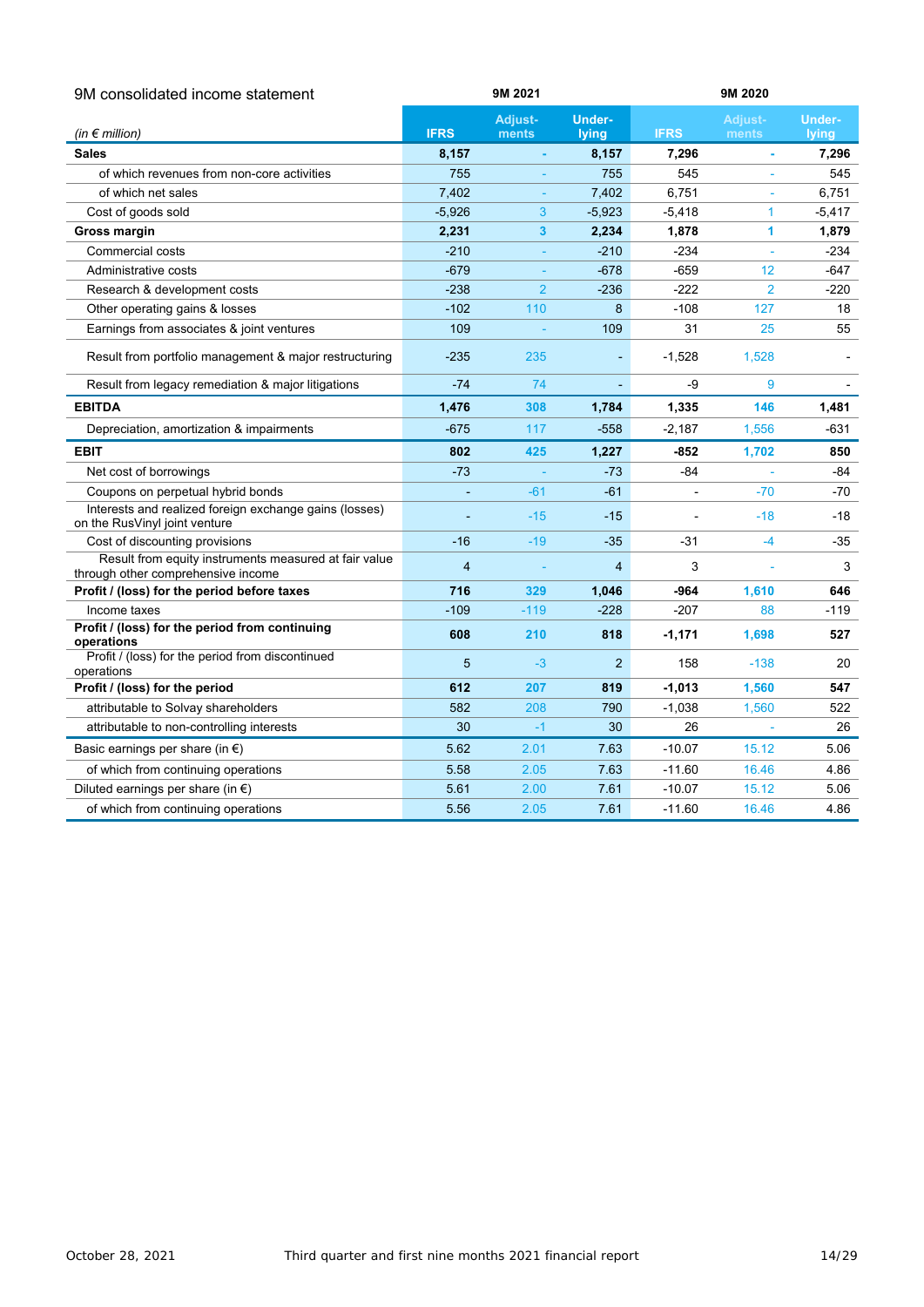| 9M consolidated income statement | 9M 2021 | | | 9M 2020 | | |
|---|---|---|---|---|---|---|
| *(in € million)* | IFRS | Adjust-ments | Under-lying | IFRS | Adjust-ments | Under-lying |
| **Sales** | **8,157** | **-** | **8,157** | **7,296** | **-** | **7,296** |
| of which revenues from non-core activities | 755 | - | 755 | 545 | - | 545 |
| of which net sales | 7,402 | - | 7,402 | 6,751 | - | 6,751 |
| Cost of goods sold | -5,926 | 3 | -5,923 | -5,418 | 1 | -5,417 |
| **Gross margin** | **2,231** | **3** | **2,234** | **1,878** | **1** | **1,879** |
| Commercial costs | -210 | - | -210 | -234 | - | -234 |
| Administrative costs | -679 | - | -678 | -659 | 12 | -647 |
| Research & development costs | -238 | 2 | -236 | -222 | 2 | -220 |
| Other operating gains & losses | -102 | 110 | 8 | -108 | 127 | 18 |
| Earnings from associates & joint ventures | 109 | - | 109 | 31 | 25 | 55 |
| Result from portfolio management & major restructuring | -235 | 235 | - | -1,528 | 1,528 | - |
| Result from legacy remediation & major litigations | -74 | 74 | - | -9 | 9 | - |
| **EBITDA** | **1,476** | **308** | **1,784** | **1,335** | **146** | **1,481** |
| Depreciation, amortization & impairments | -675 | 117 | -558 | -2,187 | 1,556 | -631 |
| **EBIT** | **802** | **425** | **1,227** | **-852** | **1,702** | **850** |
| Net cost of borrowings | -73 | - | -73 | -84 | - | -84 |
| Coupons on perpetual hybrid bonds | - | -61 | -61 | - | -70 | -70 |
| Interests and realized foreign exchange gains (losses) on the RusVinyl joint venture | - | -15 | -15 | - | -18 | -18 |
| Cost of discounting provisions | -16 | -19 | -35 | -31 | -4 | -35 |
| Result from equity instruments measured at fair value through other comprehensive income | 4 | - | 4 | 3 | - | 3 |
| **Profit / (loss) for the period before taxes** | **716** | **329** | **1,046** | **-964** | **1,610** | **646** |
| Income taxes | -109 | -119 | -228 | -207 | 88 | -119 |
| **Profit / (loss) for the period from continuing operations** | **608** | **210** | **818** | **-1,171** | **1,698** | **527** |
| Profit / (loss) for the period from discontinued operations | 5 | -3 | 2 | 158 | -138 | 20 |
| **Profit / (loss) for the period** | **612** | **207** | **819** | **-1,013** | **1,560** | **547** |
| attributable to Solvay shareholders | 582 | 208 | 790 | -1,038 | 1,560 | 522 |
| attributable to non-controlling interests | 30 | -1 | 30 | 26 | - | 26 |
| Basic earnings per share (in €) | 5.62 | 2.01 | 7.63 | -10.07 | 15.12 | 5.06 |
| of which from continuing operations | 5.58 | 2.05 | 7.63 | -11.60 | 16.46 | 4.86 |
| Diluted earnings per share (in €) | 5.61 | 2.00 | 7.61 | -10.07 | 15.12 | 5.06 |
| of which from continuing operations | 5.56 | 2.05 | 7.61 | -11.60 | 16.46 | 4.86 |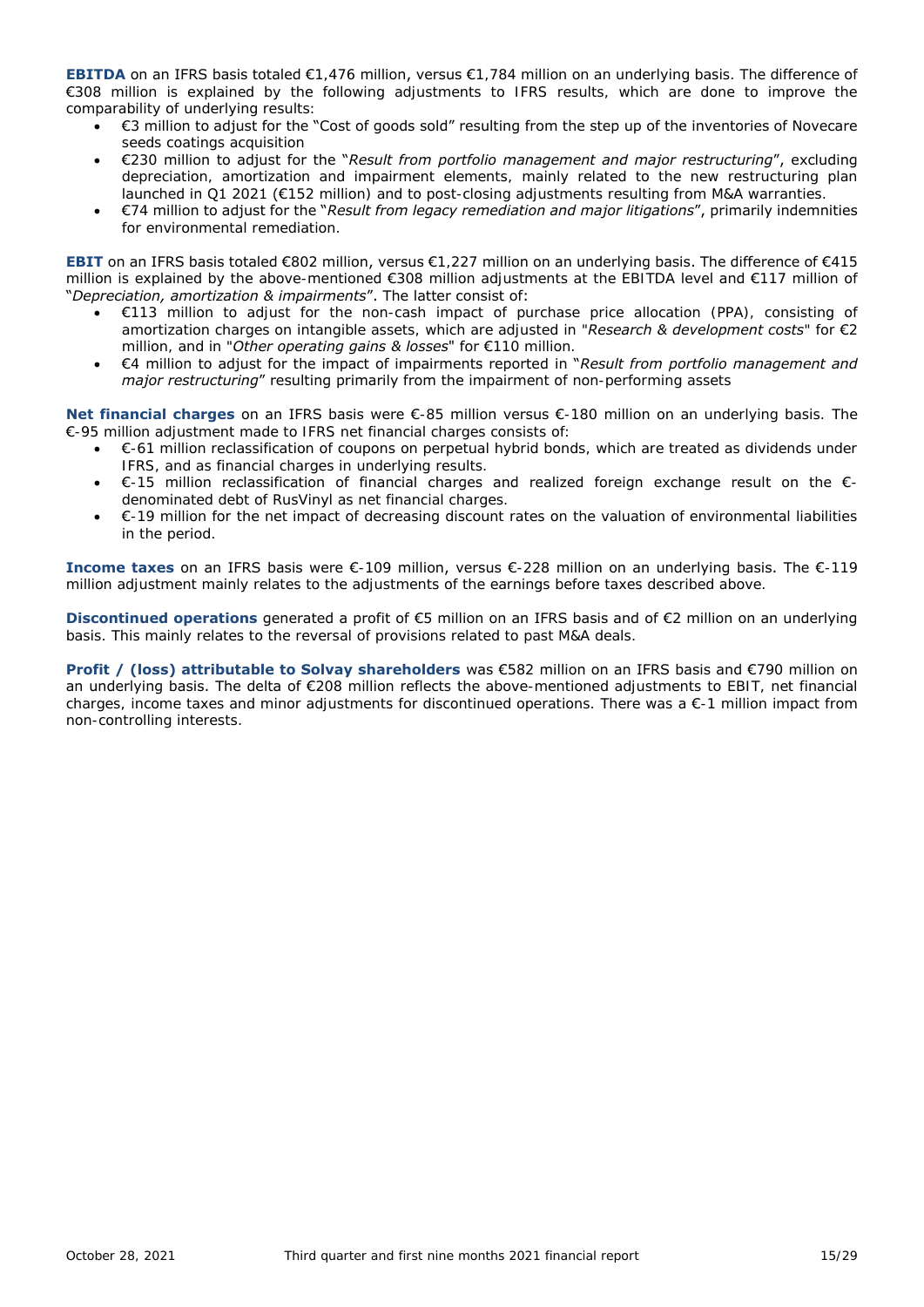**EBITDA** on an IFRS basis totaled €1,476 million, versus €1,784 million on an underlying basis. The difference of €308 million is explained by the following adjustments to IFRS results, which are done to improve the comparability of underlying results:

- €3 million to adjust for the "Cost of goods sold" resulting from the step up of the inventories of Novecare seeds coatings acquisition
- €230 million to adjust for the "*Result from portfolio management and major restructuring*", excluding depreciation, amortization and impairment elements, mainly related to the new restructuring plan launched in Q1 2021 (€152 million) and to post-closing adjustments resulting from M&A warranties.
- €74 million to adjust for the "*Result from legacy remediation and major litigations*", primarily indemnities for environmental remediation.

**EBIT** on an IFRS basis totaled €802 million, versus €1,227 million on an underlying basis. The difference of €415 million is explained by the above-mentioned €308 million adjustments at the EBITDA level and €117 million of "*Depreciation, amortization & impairments*". The latter consist of:

- €113 million to adjust for the non-cash impact of purchase price allocation (PPA), consisting of amortization charges on intangible assets, which are adjusted in "*Research & development costs*" for €2 million, and in "*Other operating gains & losses*" for €110 million.
- €4 million to adjust for the impact of impairments reported in "*Result from portfolio management and major restructuring*" resulting primarily from the impairment of non-performing assets

**Net financial charges** on an IFRS basis were €-85 million versus €-180 million on an underlying basis. The €-95 million adjustment made to IFRS net financial charges consists of:

- €-61 million reclassification of coupons on perpetual hybrid bonds, which are treated as dividends under IFRS, and as financial charges in underlying results.
- €-15 million reclassification of financial charges and realized foreign exchange result on the €-denominated debt of RusVinyl as net financial charges.
- €-19 million for the net impact of decreasing discount rates on the valuation of environmental liabilities in the period.

**Income taxes** on an IFRS basis were €-109 million, versus €-228 million on an underlying basis. The €-119 million adjustment mainly relates to the adjustments of the earnings before taxes described above.

**Discontinued operations** generated a profit of €5 million on an IFRS basis and of €2 million on an underlying basis. This mainly relates to the reversal of provisions related to past M&A deals.

**Profit / (loss) attributable to Solvay shareholders** was €582 million on an IFRS basis and €790 million on an underlying basis. The delta of €208 million reflects the above-mentioned adjustments to EBIT, net financial charges, income taxes and minor adjustments for discontinued operations. There was a €-1 million impact from non-controlling interests.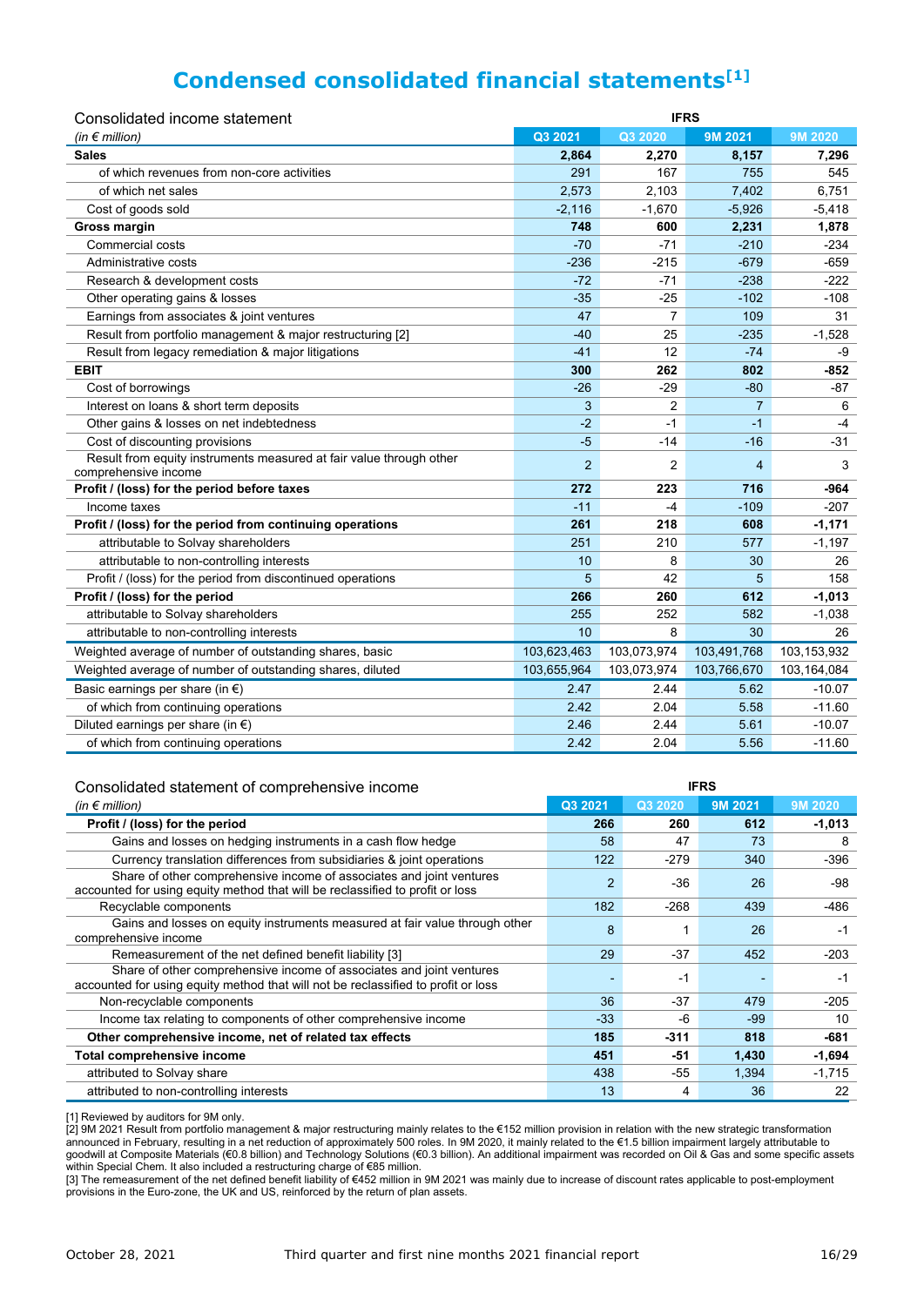# Condensed consolidated financial statements[1]

| Consolidated income statement | IFRS | | | |
|---|---|---|---|---|
| *(in € million)* | Q3 2021 | Q3 2020 | 9M 2021 | 9M 2020 |
| **Sales** | **2,864** | **2,270** | **8,157** | **7,296** |
| of which revenues from non-core activities | 291 | 167 | 755 | 545 |
| of which net sales | 2,573 | 2,103 | 7,402 | 6,751 |
| Cost of goods sold | -2,116 | -1,670 | -5,926 | -5,418 |
| **Gross margin** | **748** | **600** | **2,231** | **1,878** |
| Commercial costs | -70 | -71 | -210 | -234 |
| Administrative costs | -236 | -215 | -679 | -659 |
| Research & development costs | -72 | -71 | -238 | -222 |
| Other operating gains & losses | -35 | -25 | -102 | -108 |
| Earnings from associates & joint ventures | 47 | 7 | 109 | 31 |
| Result from portfolio management & major restructuring [2] | -40 | 25 | -235 | -1,528 |
| Result from legacy remediation & major litigations | -41 | 12 | -74 | -9 |
| **EBIT** | **300** | **262** | **802** | **-852** |
| Cost of borrowings | -26 | -29 | -80 | -87 |
| Interest on loans & short term deposits | 3 | 2 | 7 | 6 |
| Other gains & losses on net indebtedness | -2 | -1 | -1 | -4 |
| Cost of discounting provisions | -5 | -14 | -16 | -31 |
| Result from equity instruments measured at fair value through other comprehensive income | 2 | 2 | 4 | 3 |
| **Profit / (loss) for the period before taxes** | **272** | **223** | **716** | **-964** |
| Income taxes | -11 | -4 | -109 | -207 |
| **Profit / (loss) for the period from continuing operations** | **261** | **218** | **608** | **-1,171** |
| attributable to Solvay shareholders | 251 | 210 | 577 | -1,197 |
| attributable to non-controlling interests | 10 | 8 | 30 | 26 |
| Profit / (loss) for the period from discontinued operations | 5 | 42 | 5 | 158 |
| **Profit / (loss) for the period** | **266** | **260** | **612** | **-1,013** |
| attributable to Solvay shareholders | 255 | 252 | 582 | -1,038 |
| attributable to non-controlling interests | 10 | 8 | 30 | 26 |
| Weighted average of number of outstanding shares, basic | 103,623,463 | 103,073,974 | 103,491,768 | 103,153,932 |
| Weighted average of number of outstanding shares, diluted | 103,655,964 | 103,073,974 | 103,766,670 | 103,164,084 |
| Basic earnings per share (in €) | 2.47 | 2.44 | 5.62 | -10.07 |
| of which from continuing operations | 2.42 | 2.04 | 5.58 | -11.60 |
| Diluted earnings per share (in €) | 2.46 | 2.44 | 5.61 | -10.07 |
| of which from continuing operations | 2.42 | 2.04 | 5.56 | -11.60 |

| Consolidated statement of comprehensive income | IFRS | | | |
|---|---|---|---|---|
| *(in € million)* | Q3 2021 | Q3 2020 | 9M 2021 | 9M 2020 |
| **Profit / (loss) for the period** | **266** | **260** | **612** | **-1,013** |
| Gains and losses on hedging instruments in a cash flow hedge | 58 | 47 | 73 | 8 |
| Currency translation differences from subsidiaries & joint operations | 122 | -279 | 340 | -396 |
| Share of other comprehensive income of associates and joint ventures accounted for using equity method that will be reclassified to profit or loss | 2 | -36 | 26 | -98 |
| Recyclable components | 182 | -268 | 439 | -486 |
| Gains and losses on equity instruments measured at fair value through other comprehensive income | 8 | 1 | 26 | -1 |
| Remeasurement of the net defined benefit liability [3] | 29 | -37 | 452 | -203 |
| Share of other comprehensive income of associates and joint ventures accounted for using equity method that will not be reclassified to profit or loss | - | -1 | - | -1 |
| Non-recyclable components | 36 | -37 | 479 | -205 |
| Income tax relating to components of other comprehensive income | -33 | -6 | -99 | 10 |
| **Other comprehensive income, net of related tax effects** | **185** | **-311** | **818** | **-681** |
| **Total comprehensive income** | **451** | **-51** | **1,430** | **-1,694** |
| attributed to Solvay share | 438 | -55 | 1,394 | -1,715 |
| attributed to non-controlling interests | 13 | 4 | 36 | 22 |

[1] Reviewed by auditors for 9M only.
[2] 9M 2021 Result from portfolio management & major restructuring mainly relates to the €152 million provision in relation with the new strategic transformation announced in February, resulting in a net reduction of approximately 500 roles. In 9M 2020, it mainly related to the €1.5 billion impairment largely attributable to goodwill at Composite Materials (€0.8 billion) and Technology Solutions (€0.3 billion). An additional impairment was recorded on Oil & Gas and some specific assets within Special Chem. It also included a restructuring charge of €85 million.
[3] The remeasurement of the net defined benefit liability of €452 million in 9M 2021 was mainly due to increase of discount rates applicable to post-employment provisions in the Euro-zone, the UK and US, reinforced by the return of plan assets.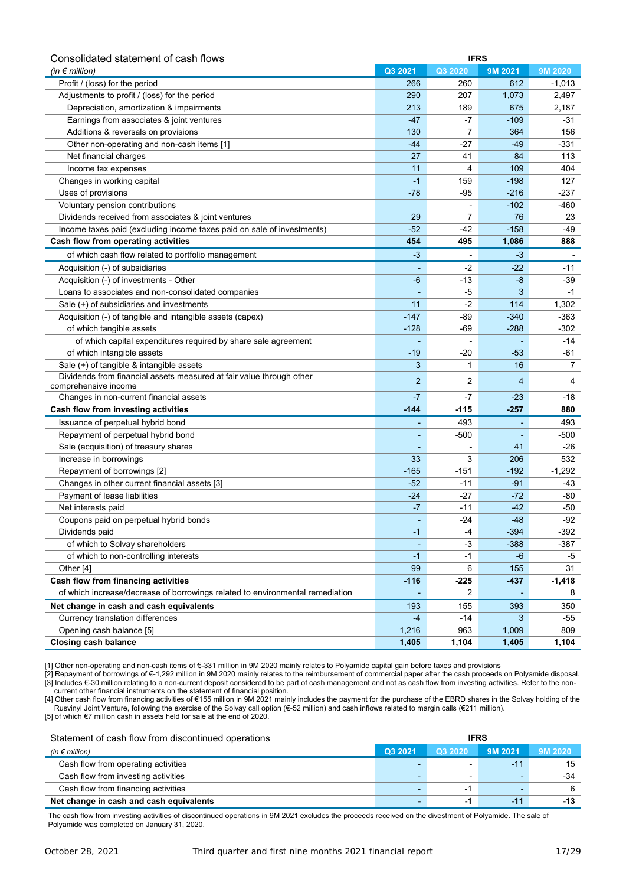## Consolidated statement of cash flows

| *(in € million)* | IFRS | | | |
|---|---|---|---|---|
| | Q3 2021 | Q3 2020 | 9M 2021 | 9M 2020 |
| Profit / (loss) for the period | 266 | 260 | 612 | -1,013 |
| Adjustments to profit / (loss) for the period | 290 | 207 | 1,073 | 2,497 |
| Depreciation, amortization & impairments | 213 | 189 | 675 | 2,187 |
| Earnings from associates & joint ventures | -47 | -7 | -109 | -31 |
| Additions & reversals on provisions | 130 | 7 | 364 | 156 |
| Other non-operating and non-cash items [1] | -44 | -27 | -49 | -331 |
| Net financial charges | 27 | 41 | 84 | 113 |
| Income tax expenses | 11 | 4 | 109 | 404 |
| Changes in working capital | -1 | 159 | -198 | 127 |
| Uses of provisions | -78 | -95 | -216 | -237 |
| Voluntary pension contributions | | - | -102 | -460 |
| Dividends received from associates & joint ventures | 29 | 7 | 76 | 23 |
| Income taxes paid (excluding income taxes paid on sale of investments) | -52 | -42 | -158 | -49 |
| **Cash flow from operating activities** | **454** | **495** | **1,086** | **888** |
| of which cash flow related to portfolio management | -3 | - | -3 | - |
| Acquisition (-) of subsidiaries | - | -2 | -22 | -11 |
| Acquisition (-) of investments - Other | -6 | -13 | -8 | -39 |
| Loans to associates and non-consolidated companies | - | -5 | 3 | -1 |
| Sale (+) of subsidiaries and investments | 11 | -2 | 114 | 1,302 |
| Acquisition (-) of tangible and intangible assets (capex) | -147 | -89 | -340 | -363 |
| of which tangible assets | -128 | -69 | -288 | -302 |
| of which capital expenditures required by share sale agreement | - | - | - | -14 |
| of which intangible assets | -19 | -20 | -53 | -61 |
| Sale (+) of tangible & intangible assets | 3 | 1 | 16 | 7 |
| Dividends from financial assets measured at fair value through other comprehensive income | 2 | 2 | 4 | 4 |
| Changes in non-current financial assets | -7 | -7 | -23 | -18 |
| **Cash flow from investing activities** | **-144** | **-115** | **-257** | **880** |
| Issuance of perpetual hybrid bond | - | 493 | - | 493 |
| Repayment of perpetual hybrid bond | - | -500 | - | -500 |
| Sale (acquisition) of treasury shares | - | - | 41 | -26 |
| Increase in borrowings | 33 | 3 | 206 | 532 |
| Repayment of borrowings [2] | -165 | -151 | -192 | -1,292 |
| Changes in other current financial assets [3] | -52 | -11 | -91 | -43 |
| Payment of lease liabilities | -24 | -27 | -72 | -80 |
| Net interests paid | -7 | -11 | -42 | -50 |
| Coupons paid on perpetual hybrid bonds | - | -24 | -48 | -92 |
| Dividends paid | -1 | -4 | -394 | -392 |
| of which to Solvay shareholders | - | -3 | -388 | -387 |
| of which to non-controlling interests | -1 | -1 | -6 | -5 |
| Other [4] | 99 | 6 | 155 | 31 |
| **Cash flow from financing activities** | **-116** | **-225** | **-437** | **-1,418** |
| of which increase/decrease of borrowings related to environmental remediation | - | 2 | - | 8 |
| **Net change in cash and cash equivalents** | 193 | 155 | 393 | 350 |
| Currency translation differences | -4 | -14 | 3 | -55 |
| Opening cash balance [5] | 1,216 | 963 | 1,009 | 809 |
| **Closing cash balance** | **1,405** | **1,104** | **1,405** | **1,104** |

[1] Other non-operating and non-cash items of €-331 million in 9M 2020 mainly relates to Polyamide capital gain before taxes and provisions
[2] Repayment of borrowings of €-1,292 million in 9M 2020 mainly relates to the reimbursement of commercial paper after the cash proceeds on Polyamide disposal.
[3] Includes €-30 million relating to a non-current deposit considered to be part of cash management and not as cash flow from investing activities. Refer to the non-current other financial instruments on the statement of financial position.
[4] Other cash flow from financing activities of €155 million in 9M 2021 mainly includes the payment for the purchase of the EBRD shares in the Solvay holding of the Rusvinyl Joint Venture, following the exercise of the Solvay call option (€-52 million) and cash inflows related to margin calls (€211 million).
[5] of which €7 million cash in assets held for sale at the end of 2020.

## Statement of cash flow from discontinued operations

| *(in € million)* | IFRS | | | |
|---|---|---|---|---|
| | Q3 2021 | Q3 2020 | 9M 2021 | 9M 2020 |
| Cash flow from operating activities | - | - | -11 | 15 |
| Cash flow from investing activities | - | - | - | -34 |
| Cash flow from financing activities | - | -1 | - | 6 |
| **Net change in cash and cash equivalents** | **-** | **-1** | **-11** | **-13** |

The cash flow from investing activities of discontinued operations in 9M 2021 excludes the proceeds received on the divestment of Polyamide. The sale of Polyamide was completed on January 31, 2020.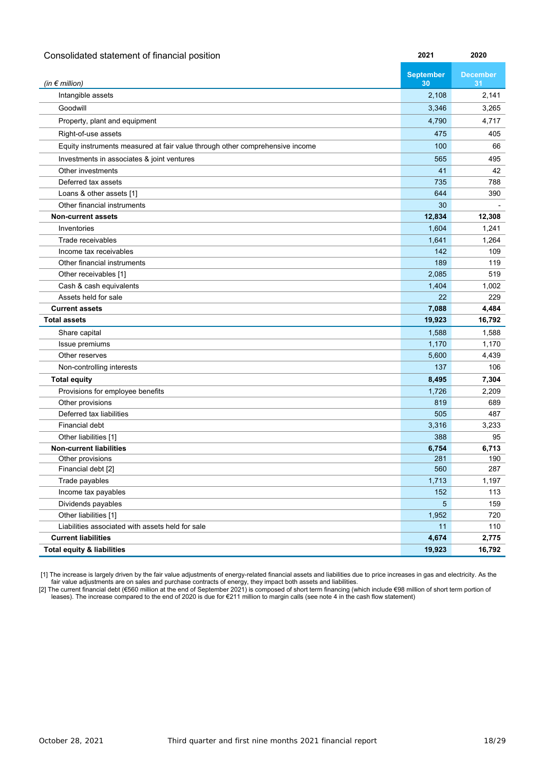## Consolidated statement of financial position

| (in € million) | 2021 September 30 | 2020 December 31 |
|---|---|---|
| Intangible assets | 2,108 | 2,141 |
| Goodwill | 3,346 | 3,265 |
| Property, plant and equipment | 4,790 | 4,717 |
| Right-of-use assets | 475 | 405 |
| Equity instruments measured at fair value through other comprehensive income | 100 | 66 |
| Investments in associates & joint ventures | 565 | 495 |
| Other investments | 41 | 42 |
| Deferred tax assets | 735 | 788 |
| Loans & other assets [1] | 644 | 390 |
| Other financial instruments | 30 | - |
| **Non-current assets** | **12,834** | **12,308** |
| Inventories | 1,604 | 1,241 |
| Trade receivables | 1,641 | 1,264 |
| Income tax receivables | 142 | 109 |
| Other financial instruments | 189 | 119 |
| Other receivables [1] | 2,085 | 519 |
| Cash & cash equivalents | 1,404 | 1,002 |
| Assets held for sale | 22 | 229 |
| **Current assets** | **7,088** | **4,484** |
| **Total assets** | **19,923** | **16,792** |
| Share capital | 1,588 | 1,588 |
| Issue premiums | 1,170 | 1,170 |
| Other reserves | 5,600 | 4,439 |
| Non-controlling interests | 137 | 106 |
| **Total equity** | **8,495** | **7,304** |
| Provisions for employee benefits | 1,726 | 2,209 |
| Other provisions | 819 | 689 |
| Deferred tax liabilities | 505 | 487 |
| Financial debt | 3,316 | 3,233 |
| Other liabilities [1] | 388 | 95 |
| **Non-current liabilities** | **6,754** | **6,713** |
| Other provisions | 281 | 190 |
| Financial debt [2] | 560 | 287 |
| Trade payables | 1,713 | 1,197 |
| Income tax payables | 152 | 113 |
| Dividends payables | 5 | 159 |
| Other liabilities [1] | 1,952 | 720 |
| Liabilities associated with assets held for sale | 11 | 110 |
| **Current liabilities** | **4,674** | **2,775** |
| **Total equity & liabilities** | **19,923** | **16,792** |

[1] The increase is largely driven by the fair value adjustments of energy-related financial assets and liabilities due to price increases in gas and electricity. As the fair value adjustments are on sales and purchase contracts of energy, they impact both assets and liabilities.

[2] The current financial debt (€560 million at the end of September 2021) is composed of short term financing (which include €98 million of short term portion of leases). The increase compared to the end of 2020 is due for €211 million to margin calls (see note 4 in the cash flow statement)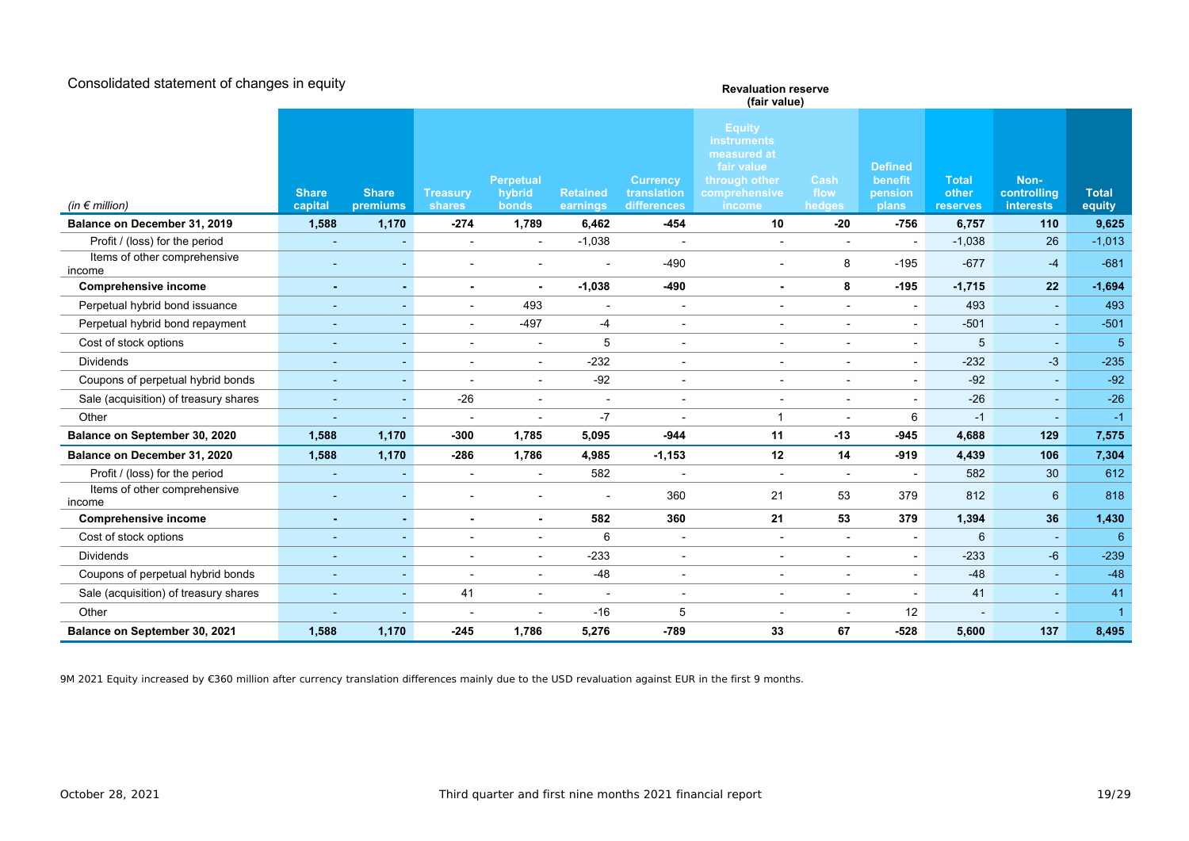# Consolidated statement of changes in equity

| *(in € million)* | Share capital | Share premiums | Treasury shares | Perpetual hybrid bonds | Retained earnings | Currency translation differences | Revaluation reserve (fair value) Equity instruments measured at fair value through other comprehensive income | Revaluation reserve (fair value) Cash flow hedges | Defined benefit pension plans | Total other reserves | Non-controlling interests | Total equity |
|---|---|---|---|---|---|---|---|---|---|---|---|---|
| **Balance on December 31, 2019** | **1,588** | **1,170** | **-274** | **1,789** | **6,462** | **-454** | **10** | **-20** | **-756** | **6,757** | **110** | **9,625** |
| Profit / (loss) for the period | - | - | - | - | -1,038 | - | - | - | - | -1,038 | 26 | -1,013 |
| Items of other comprehensive income | - | - | - | - | - | -490 | - | 8 | -195 | -677 | -4 | -681 |
| **Comprehensive income** | **-** | **-** | **-** | **-** | **-1,038** | **-490** | **-** | **8** | **-195** | **-1,715** | **22** | **-1,694** |
| Perpetual hybrid bond issuance | - | - | - | 493 | - | - | - | - | - | 493 | - | 493 |
| Perpetual hybrid bond repayment | - | - | - | -497 | -4 | - | - | - | - | -501 | - | -501 |
| Cost of stock options | - | - | - | - | 5 | - | - | - | - | 5 | - | 5 |
| Dividends | - | - | - | - | -232 | - | - | - | - | -232 | -3 | -235 |
| Coupons of perpetual hybrid bonds | - | - | - | - | -92 | - | - | - | - | -92 | - | -92 |
| Sale (acquisition) of treasury shares | - | - | -26 | - | - | - | - | - | - | -26 | - | -26 |
| Other | - | - | - | - | -7 | - | 1 | - | 6 | -1 | - | -1 |
| **Balance on September 30, 2020** | **1,588** | **1,170** | **-300** | **1,785** | **5,095** | **-944** | **11** | **-13** | **-945** | **4,688** | **129** | **7,575** |
| **Balance on December 31, 2020** | **1,588** | **1,170** | **-286** | **1,786** | **4,985** | **-1,153** | **12** | **14** | **-919** | **4,439** | **106** | **7,304** |
| Profit / (loss) for the period | - | - | - | - | 582 | - | - | - | - | 582 | 30 | 612 |
| Items of other comprehensive income | - | - | - | - | - | 360 | 21 | 53 | 379 | 812 | 6 | 818 |
| **Comprehensive income** | **-** | **-** | **-** | **-** | **582** | **360** | **21** | **53** | **379** | **1,394** | **36** | **1,430** |
| Cost of stock options | - | - | - | - | 6 | - | - | - | - | 6 | - | 6 |
| Dividends | - | - | - | - | -233 | - | - | - | - | -233 | -6 | -239 |
| Coupons of perpetual hybrid bonds | - | - | - | - | -48 | - | - | - | - | -48 | - | -48 |
| Sale (acquisition) of treasury shares | - | - | 41 | - | - | - | - | - | - | 41 | - | 41 |
| Other | - | - | - | - | -16 | 5 | - | - | 12 | - | - | 1 |
| **Balance on September 30, 2021** | **1,588** | **1,170** | **-245** | **1,786** | **5,276** | **-789** | **33** | **67** | **-528** | **5,600** | **137** | **8,495** |

9M 2021 Equity increased by €360 million after currency translation differences mainly due to the USD revaluation against EUR in the first 9 months.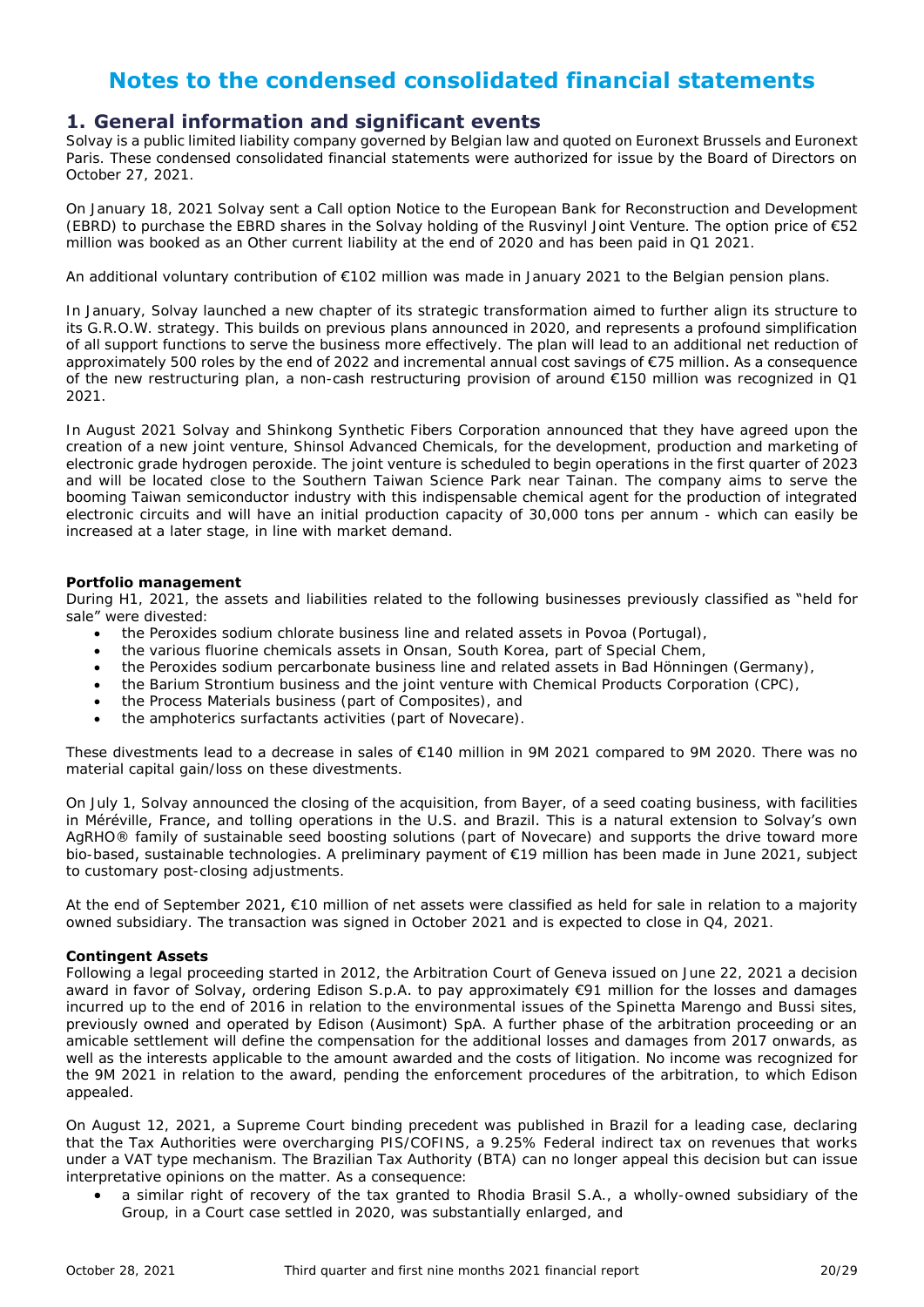# Notes to the condensed consolidated financial statements

## 1. General information and significant events

Solvay is a public limited liability company governed by Belgian law and quoted on Euronext Brussels and Euronext Paris. These condensed consolidated financial statements were authorized for issue by the Board of Directors on October 27, 2021.

On January 18, 2021 Solvay sent a Call option Notice to the European Bank for Reconstruction and Development (EBRD) to purchase the EBRD shares in the Solvay holding of the Rusvinyl Joint Venture. The option price of €52 million was booked as an Other current liability at the end of 2020 and has been paid in Q1 2021.

An additional voluntary contribution of €102 million was made in January 2021 to the Belgian pension plans.

In January, Solvay launched a new chapter of its strategic transformation aimed to further align its structure to its G.R.O.W. strategy. This builds on previous plans announced in 2020, and represents a profound simplification of all support functions to serve the business more effectively. The plan will lead to an additional net reduction of approximately 500 roles by the end of 2022 and incremental annual cost savings of €75 million. As a consequence of the new restructuring plan, a non-cash restructuring provision of around €150 million was recognized in Q1 2021.

In August 2021 Solvay and Shinkong Synthetic Fibers Corporation announced that they have agreed upon the creation of a new joint venture, Shinsol Advanced Chemicals, for the development, production and marketing of electronic grade hydrogen peroxide. The joint venture is scheduled to begin operations in the first quarter of 2023 and will be located close to the Southern Taiwan Science Park near Tainan. The company aims to serve the booming Taiwan semiconductor industry with this indispensable chemical agent for the production of integrated electronic circuits and will have an initial production capacity of 30,000 tons per annum - which can easily be increased at a later stage, in line with market demand.

**Portfolio management**

During H1, 2021, the assets and liabilities related to the following businesses previously classified as "held for sale" were divested:

- the Peroxides sodium chlorate business line and related assets in Povoa (Portugal),
- the various fluorine chemicals assets in Onsan, South Korea, part of Special Chem,
- the Peroxides sodium percarbonate business line and related assets in Bad Hönningen (Germany),
- the Barium Strontium business and the joint venture with Chemical Products Corporation (CPC),
- the Process Materials business (part of Composites), and
- the amphoterics surfactants activities (part of Novecare).

These divestments lead to a decrease in sales of €140 million in 9M 2021 compared to 9M 2020. There was no material capital gain/loss on these divestments.

On July 1, Solvay announced the closing of the acquisition, from Bayer, of a seed coating business, with facilities in Méréville, France, and tolling operations in the U.S. and Brazil. This is a natural extension to Solvay's own AgRHO® family of sustainable seed boosting solutions (part of Novecare) and supports the drive toward more bio-based, sustainable technologies. A preliminary payment of €19 million has been made in June 2021, subject to customary post-closing adjustments.

At the end of September 2021, €10 million of net assets were classified as held for sale in relation to a majority owned subsidiary. The transaction was signed in October 2021 and is expected to close in Q4, 2021.

**Contingent Assets**

Following a legal proceeding started in 2012, the Arbitration Court of Geneva issued on June 22, 2021 a decision award in favor of Solvay, ordering Edison S.p.A. to pay approximately €91 million for the losses and damages incurred up to the end of 2016 in relation to the environmental issues of the Spinetta Marengo and Bussi sites, previously owned and operated by Edison (Ausimont) SpA. A further phase of the arbitration proceeding or an amicable settlement will define the compensation for the additional losses and damages from 2017 onwards, as well as the interests applicable to the amount awarded and the costs of litigation. No income was recognized for the 9M 2021 in relation to the award, pending the enforcement procedures of the arbitration, to which Edison appealed.

On August 12, 2021, a Supreme Court binding precedent was published in Brazil for a leading case, declaring that the Tax Authorities were overcharging PIS/COFINS, a 9.25% Federal indirect tax on revenues that works under a VAT type mechanism. The Brazilian Tax Authority (BTA) can no longer appeal this decision but can issue interpretative opinions on the matter. As a consequence:

- a similar right of recovery of the tax granted to Rhodia Brasil S.A., a wholly-owned subsidiary of the Group, in a Court case settled in 2020, was substantially enlarged, and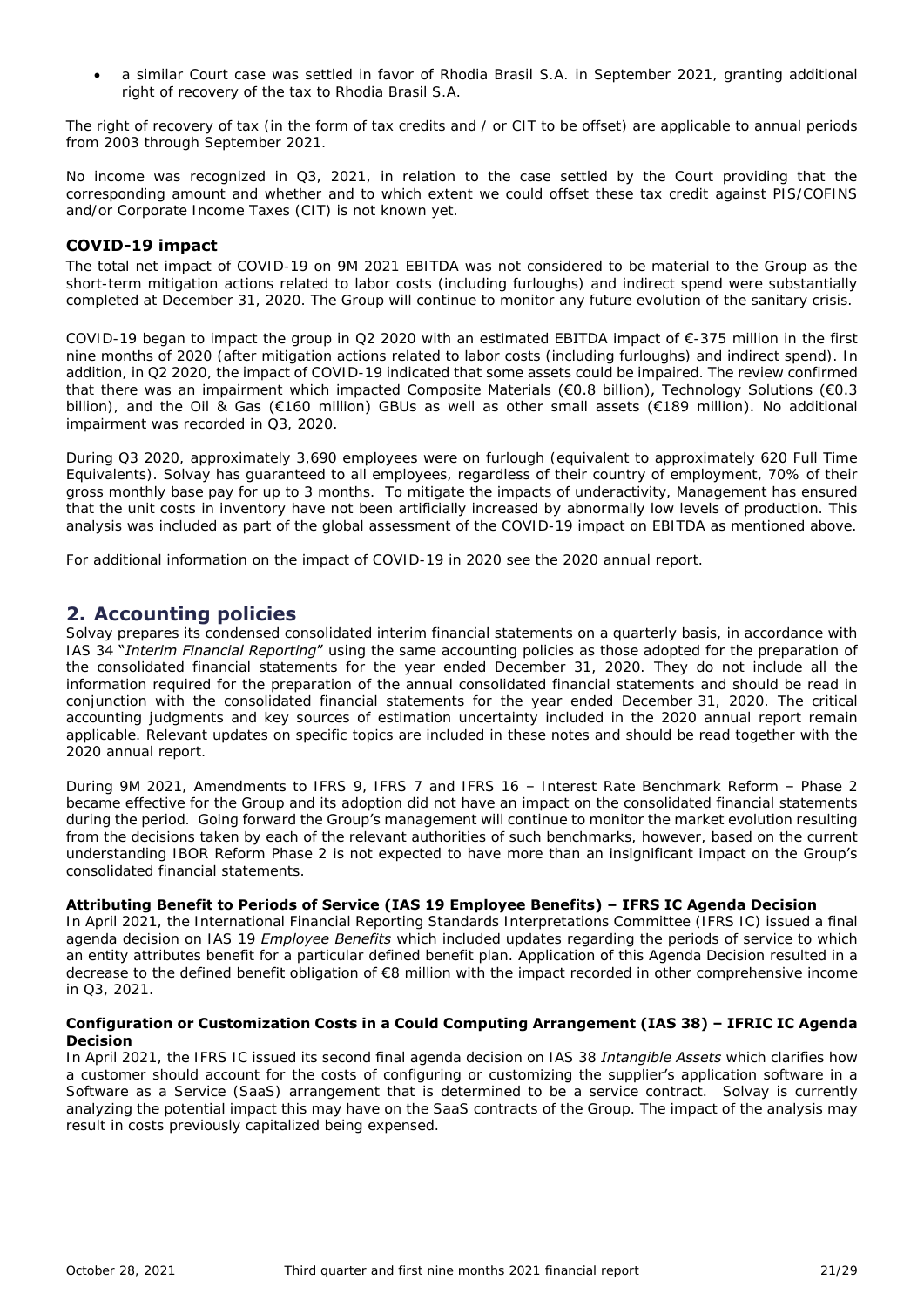- a similar Court case was settled in favor of Rhodia Brasil S.A. in September 2021, granting additional right of recovery of the tax to Rhodia Brasil S.A.

The right of recovery of tax (in the form of tax credits and / or CIT to be offset) are applicable to annual periods from 2003 through September 2021.

No income was recognized in Q3, 2021, in relation to the case settled by the Court providing that the corresponding amount and whether and to which extent we could offset these tax credit against PIS/COFINS and/or Corporate Income Taxes (CIT) is not known yet.

### COVID-19 impact

The total net impact of COVID-19 on 9M 2021 EBITDA was not considered to be material to the Group as the short-term mitigation actions related to labor costs (including furloughs) and indirect spend were substantially completed at December 31, 2020. The Group will continue to monitor any future evolution of the sanitary crisis.

COVID-19 began to impact the group in Q2 2020 with an estimated EBITDA impact of €-375 million in the first nine months of 2020 (after mitigation actions related to labor costs (including furloughs) and indirect spend). In addition, in Q2 2020, the impact of COVID-19 indicated that some assets could be impaired. The review confirmed that there was an impairment which impacted Composite Materials (€0.8 billion), Technology Solutions (€0.3 billion), and the Oil & Gas (€160 million) GBUs as well as other small assets (€189 million). No additional impairment was recorded in Q3, 2020.

During Q3 2020, approximately 3,690 employees were on furlough (equivalent to approximately 620 Full Time Equivalents). Solvay has guaranteed to all employees, regardless of their country of employment, 70% of their gross monthly base pay for up to 3 months. To mitigate the impacts of underactivity, Management has ensured that the unit costs in inventory have not been artificially increased by abnormally low levels of production. This analysis was included as part of the global assessment of the COVID-19 impact on EBITDA as mentioned above.

For additional information on the impact of COVID-19 in 2020 see the 2020 annual report.

## 2. Accounting policies

Solvay prepares its condensed consolidated interim financial statements on a quarterly basis, in accordance with IAS 34 "*Interim Financial Reporting*" using the same accounting policies as those adopted for the preparation of the consolidated financial statements for the year ended December 31, 2020. They do not include all the information required for the preparation of the annual consolidated financial statements and should be read in conjunction with the consolidated financial statements for the year ended December 31, 2020. The critical accounting judgments and key sources of estimation uncertainty included in the 2020 annual report remain applicable. Relevant updates on specific topics are included in these notes and should be read together with the 2020 annual report.

During 9M 2021, Amendments to IFRS 9, IFRS 7 and IFRS 16 – Interest Rate Benchmark Reform – Phase 2 became effective for the Group and its adoption did not have an impact on the consolidated financial statements during the period. Going forward the Group's management will continue to monitor the market evolution resulting from the decisions taken by each of the relevant authorities of such benchmarks, however, based on the current understanding IBOR Reform Phase 2 is not expected to have more than an insignificant impact on the Group's consolidated financial statements.

#### Attributing Benefit to Periods of Service (IAS 19 Employee Benefits) – IFRS IC Agenda Decision

In April 2021, the International Financial Reporting Standards Interpretations Committee (IFRS IC) issued a final agenda decision on IAS 19 *Employee Benefits* which included updates regarding the periods of service to which an entity attributes benefit for a particular defined benefit plan. Application of this Agenda Decision resulted in a decrease to the defined benefit obligation of €8 million with the impact recorded in other comprehensive income in Q3, 2021.

#### Configuration or Customization Costs in a Could Computing Arrangement (IAS 38) – IFRIC IC Agenda Decision

In April 2021, the IFRS IC issued its second final agenda decision on IAS 38 *Intangible Assets* which clarifies how a customer should account for the costs of configuring or customizing the supplier's application software in a Software as a Service (SaaS) arrangement that is determined to be a service contract. Solvay is currently analyzing the potential impact this may have on the SaaS contracts of the Group. The impact of the analysis may result in costs previously capitalized being expensed.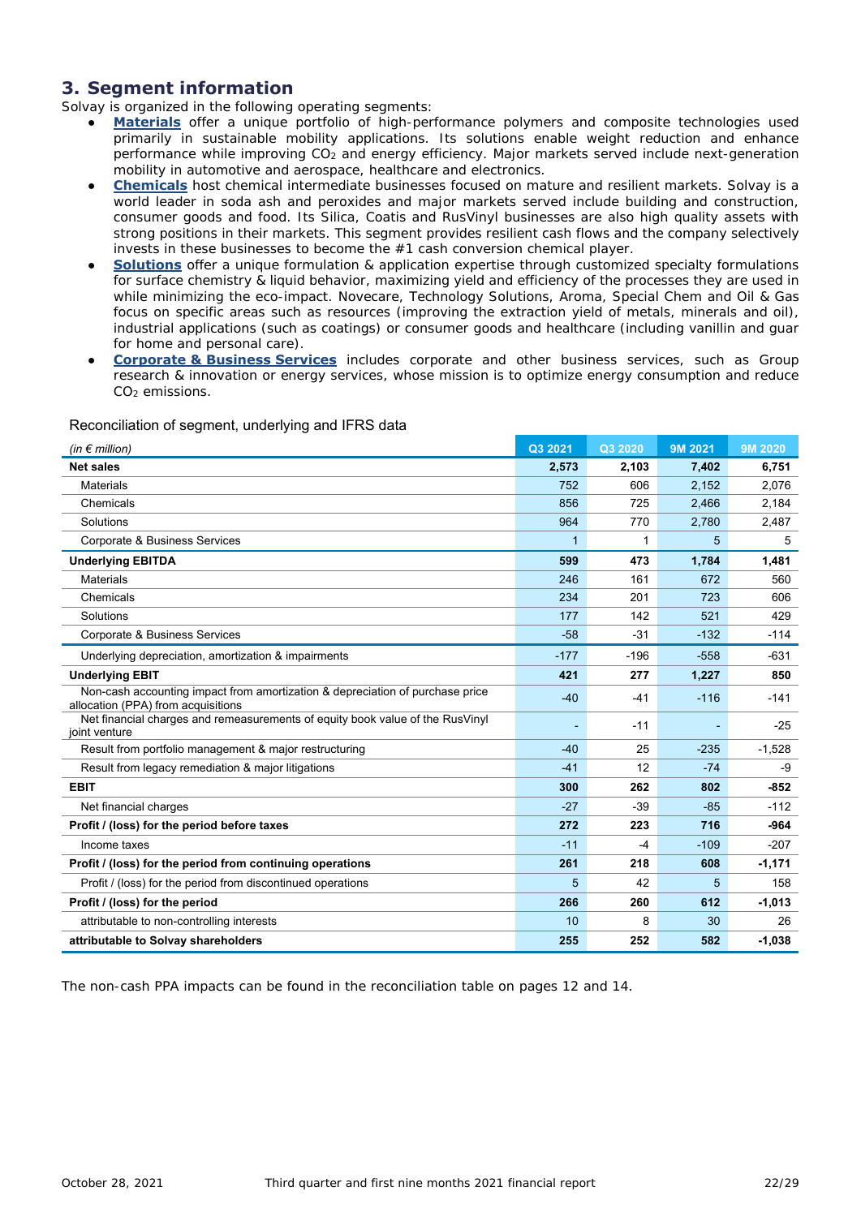## 3. Segment information

Solvay is organized in the following operating segments:

- **Materials** offer a unique portfolio of high-performance polymers and composite technologies used primarily in sustainable mobility applications. Its solutions enable weight reduction and enhance performance while improving $CO_2$ and energy efficiency. Major markets served include next-generation mobility in automotive and aerospace, healthcare and electronics.
- **Chemicals** host chemical intermediate businesses focused on mature and resilient markets. Solvay is a world leader in soda ash and peroxides and major markets served include building and construction, consumer goods and food. Its Silica, Coatis and RusVinyl businesses are also high quality assets with strong positions in their markets. This segment provides resilient cash flows and the company selectively invests in these businesses to become the #1 cash conversion chemical player.
- **Solutions** offer a unique formulation & application expertise through customized specialty formulations for surface chemistry & liquid behavior, maximizing yield and efficiency of the processes they are used in while minimizing the eco-impact. Novecare, Technology Solutions, Aroma, Special Chem and Oil & Gas focus on specific areas such as resources (improving the extraction yield of metals, minerals and oil), industrial applications (such as coatings) or consumer goods and healthcare (including vanillin and guar for home and personal care).
- **Corporate & Business Services** includes corporate and other business services, such as Group research & innovation or energy services, whose mission is to optimize energy consumption and reduce $CO_2$ emissions.

Reconciliation of segment, underlying and IFRS data

| *(in € million)* | Q3 2021 | Q3 2020 | 9M 2021 | 9M 2020 |
|---|---|---|---|---|
| **Net sales** | **2,573** | **2,103** | **7,402** | **6,751** |
| Materials | 752 | 606 | 2,152 | 2,076 |
| Chemicals | 856 | 725 | 2,466 | 2,184 |
| Solutions | 964 | 770 | 2,780 | 2,487 |
| Corporate & Business Services | 1 | 1 | 5 | 5 |
| **Underlying EBITDA** | **599** | **473** | **1,784** | **1,481** |
| Materials | 246 | 161 | 672 | 560 |
| Chemicals | 234 | 201 | 723 | 606 |
| Solutions | 177 | 142 | 521 | 429 |
| Corporate & Business Services | -58 | -31 | -132 | -114 |
| Underlying depreciation, amortization & impairments | -177 | -196 | -558 | -631 |
| **Underlying EBIT** | **421** | **277** | **1,227** | **850** |
| Non-cash accounting impact from amortization & depreciation of purchase price allocation (PPA) from acquisitions | -40 | -41 | -116 | -141 |
| Net financial charges and remeasurements of equity book value of the RusVinyl joint venture | - | -11 | - | -25 |
| Result from portfolio management & major restructuring | -40 | 25 | -235 | -1,528 |
| Result from legacy remediation & major litigations | -41 | 12 | -74 | -9 |
| **EBIT** | **300** | **262** | **802** | **-852** |
| Net financial charges | -27 | -39 | -85 | -112 |
| **Profit / (loss) for the period before taxes** | **272** | **223** | **716** | **-964** |
| Income taxes | -11 | -4 | -109 | -207 |
| **Profit / (loss) for the period from continuing operations** | **261** | **218** | **608** | **-1,171** |
| Profit / (loss) for the period from discontinued operations | 5 | 42 | 5 | 158 |
| **Profit / (loss) for the period** | **266** | **260** | **612** | **-1,013** |
| attributable to non-controlling interests | 10 | 8 | 30 | 26 |
| **attributable to Solvay shareholders** | **255** | **252** | **582** | **-1,038** |

The non-cash PPA impacts can be found in the reconciliation table on pages 12 and 14.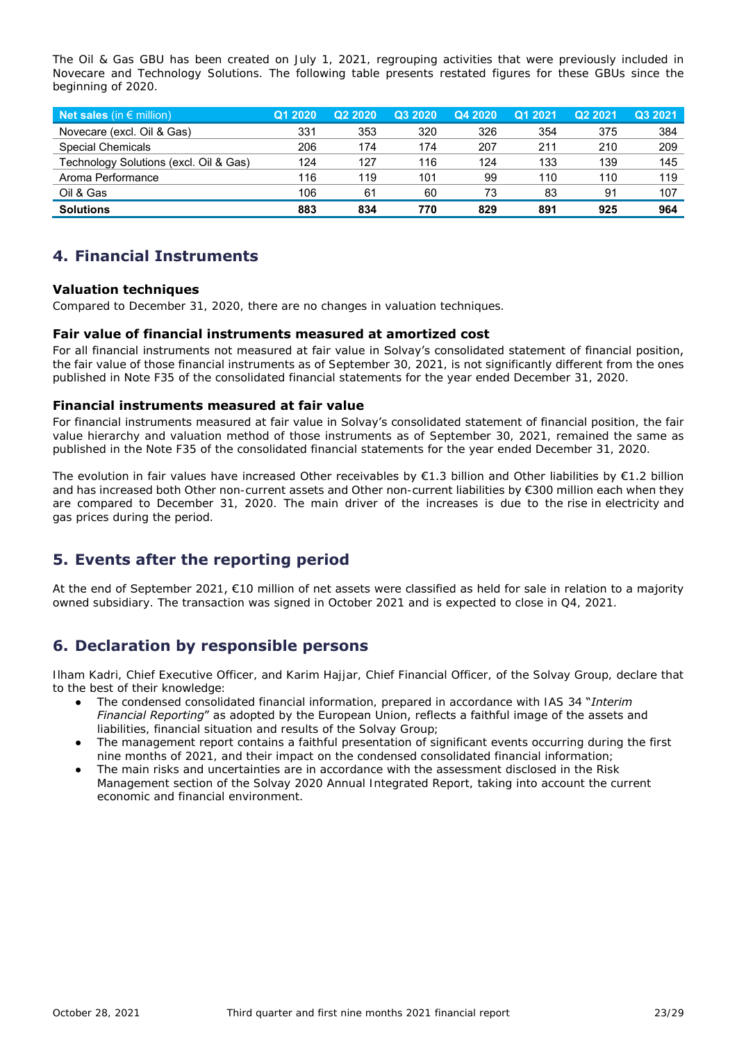The Oil & Gas GBU has been created on July 1, 2021, regrouping activities that were previously included in Novecare and Technology Solutions. The following table presents restated figures for these GBUs since the beginning of 2020.

| Net sales (in € million) | Q1 2020 | Q2 2020 | Q3 2020 | Q4 2020 | Q1 2021 | Q2 2021 | Q3 2021 |
|---|---|---|---|---|---|---|---|
| Novecare (excl. Oil & Gas) | 331 | 353 | 320 | 326 | 354 | 375 | 384 |
| Special Chemicals | 206 | 174 | 174 | 207 | 211 | 210 | 209 |
| Technology Solutions (excl. Oil & Gas) | 124 | 127 | 116 | 124 | 133 | 139 | 145 |
| Aroma Performance | 116 | 119 | 101 | 99 | 110 | 110 | 119 |
| Oil & Gas | 106 | 61 | 60 | 73 | 83 | 91 | 107 |
| **Solutions** | **883** | **834** | **770** | **829** | **891** | **925** | **964** |

## 4. Financial Instruments

### Valuation techniques

Compared to December 31, 2020, there are no changes in valuation techniques.

### Fair value of financial instruments measured at amortized cost

For all financial instruments not measured at fair value in Solvay's consolidated statement of financial position, the fair value of those financial instruments as of September 30, 2021, is not significantly different from the ones published in Note F35 of the consolidated financial statements for the year ended December 31, 2020.

### Financial instruments measured at fair value

For financial instruments measured at fair value in Solvay's consolidated statement of financial position, the fair value hierarchy and valuation method of those instruments as of September 30, 2021, remained the same as published in the Note F35 of the consolidated financial statements for the year ended December 31, 2020.

The evolution in fair values have increased Other receivables by €1.3 billion and Other liabilities by €1.2 billion and has increased both Other non-current assets and Other non-current liabilities by €300 million each when they are compared to December 31, 2020. The main driver of the increases is due to the rise in electricity and gas prices during the period.

## 5. Events after the reporting period

At the end of September 2021, €10 million of net assets were classified as held for sale in relation to a majority owned subsidiary. The transaction was signed in October 2021 and is expected to close in Q4, 2021.

## 6. Declaration by responsible persons

Ilham Kadri, Chief Executive Officer, and Karim Hajjar, Chief Financial Officer, of the Solvay Group, declare that to the best of their knowledge:

- The condensed consolidated financial information, prepared in accordance with IAS 34 "*Interim Financial Reporting*" as adopted by the European Union, reflects a faithful image of the assets and liabilities, financial situation and results of the Solvay Group;
- The management report contains a faithful presentation of significant events occurring during the first nine months of 2021, and their impact on the condensed consolidated financial information;
- The main risks and uncertainties are in accordance with the assessment disclosed in the Risk Management section of the Solvay 2020 Annual Integrated Report, taking into account the current economic and financial environment.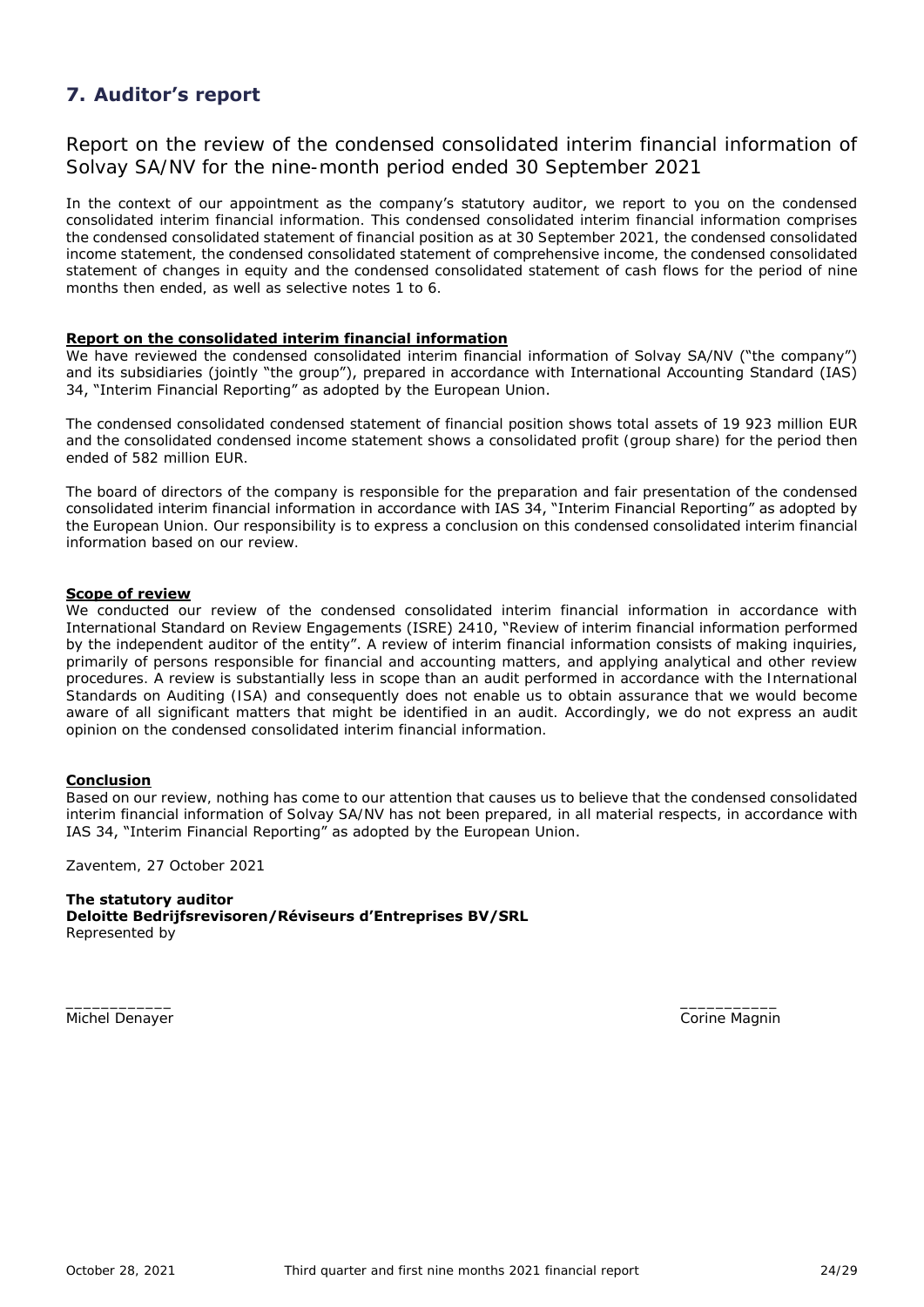## 7. Auditor's report

### Report on the review of the condensed consolidated interim financial information of Solvay SA/NV for the nine-month period ended 30 September 2021

In the context of our appointment as the company's statutory auditor, we report to you on the condensed consolidated interim financial information. This condensed consolidated interim financial information comprises the condensed consolidated statement of financial position as at 30 September 2021, the condensed consolidated income statement, the condensed consolidated statement of comprehensive income, the condensed consolidated statement of changes in equity and the condensed consolidated statement of cash flows for the period of nine months then ended, as well as selective notes 1 to 6.

**Report on the consolidated interim financial information**

We have reviewed the condensed consolidated interim financial information of Solvay SA/NV ("the company") and its subsidiaries (jointly "the group"), prepared in accordance with International Accounting Standard (IAS) 34, "Interim Financial Reporting" as adopted by the European Union.

The condensed consolidated condensed statement of financial position shows total assets of 19 923 million EUR and the consolidated condensed income statement shows a consolidated profit (group share) for the period then ended of 582 million EUR.

The board of directors of the company is responsible for the preparation and fair presentation of the condensed consolidated interim financial information in accordance with IAS 34, "Interim Financial Reporting" as adopted by the European Union. Our responsibility is to express a conclusion on this condensed consolidated interim financial information based on our review.

**Scope of review**

We conducted our review of the condensed consolidated interim financial information in accordance with International Standard on Review Engagements (ISRE) 2410, "Review of interim financial information performed by the independent auditor of the entity". A review of interim financial information consists of making inquiries, primarily of persons responsible for financial and accounting matters, and applying analytical and other review procedures. A review is substantially less in scope than an audit performed in accordance with the International Standards on Auditing (ISA) and consequently does not enable us to obtain assurance that we would become aware of all significant matters that might be identified in an audit. Accordingly, we do not express an audit opinion on the condensed consolidated interim financial information.

**Conclusion**

Based on our review, nothing has come to our attention that causes us to believe that the condensed consolidated interim financial information of Solvay SA/NV has not been prepared, in all material respects, in accordance with IAS 34, "Interim Financial Reporting" as adopted by the European Union.

Zaventem, 27 October 2021

**The statutory auditor**
**Deloitte Bedrijfsrevisoren/Réviseurs d'Entreprises BV/SRL**
Represented by

Michel Denayer

Corine Magnin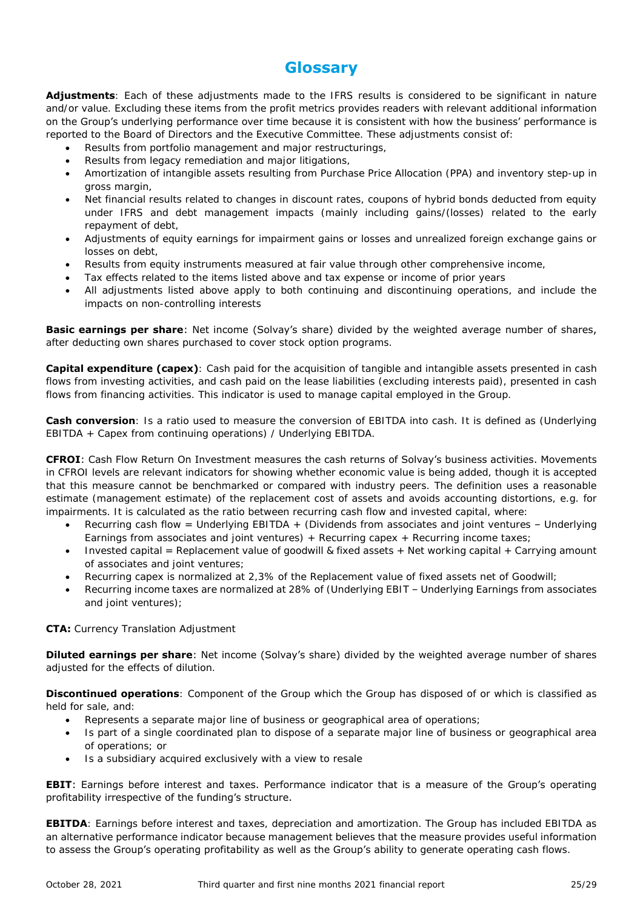# Glossary

**Adjustments**: Each of these adjustments made to the IFRS results is considered to be significant in nature and/or value. Excluding these items from the profit metrics provides readers with relevant additional information on the Group's underlying performance over time because it is consistent with how the business' performance is reported to the Board of Directors and the Executive Committee. These adjustments consist of:

- Results from portfolio management and major restructurings,
- Results from legacy remediation and major litigations,
- Amortization of intangible assets resulting from Purchase Price Allocation (PPA) and inventory step-up in gross margin,
- Net financial results related to changes in discount rates, coupons of hybrid bonds deducted from equity under IFRS and debt management impacts (mainly including gains/(losses) related to the early repayment of debt,
- Adjustments of equity earnings for impairment gains or losses and unrealized foreign exchange gains or losses on debt,
- Results from equity instruments measured at fair value through other comprehensive income,
- Tax effects related to the items listed above and tax expense or income of prior years
- All adjustments listed above apply to both continuing and discontinuing operations, and include the impacts on non-controlling interests

**Basic earnings per share**: Net income (Solvay's share) divided by the weighted average number of shares, after deducting own shares purchased to cover stock option programs.

**Capital expenditure (capex)**: Cash paid for the acquisition of tangible and intangible assets presented in cash flows from investing activities, and cash paid on the lease liabilities (excluding interests paid), presented in cash flows from financing activities. This indicator is used to manage capital employed in the Group.

**Cash conversion**: Is a ratio used to measure the conversion of EBITDA into cash. It is defined as (Underlying EBITDA + Capex from continuing operations) / Underlying EBITDA.

**CFROI**: Cash Flow Return On Investment measures the cash returns of Solvay's business activities. Movements in CFROI levels are relevant indicators for showing whether economic value is being added, though it is accepted that this measure cannot be benchmarked or compared with industry peers. The definition uses a reasonable estimate (management estimate) of the replacement cost of assets and avoids accounting distortions, e.g. for impairments. It is calculated as the ratio between recurring cash flow and invested capital, where:

- Recurring cash flow = Underlying EBITDA + (Dividends from associates and joint ventures – Underlying Earnings from associates and joint ventures) + Recurring capex + Recurring income taxes;
- Invested capital = Replacement value of goodwill & fixed assets + Net working capital + Carrying amount of associates and joint ventures;
- Recurring capex is normalized at 2,3% of the Replacement value of fixed assets net of Goodwill;
- Recurring income taxes are normalized at 28% of (Underlying EBIT – Underlying Earnings from associates and joint ventures);

**CTA:** Currency Translation Adjustment

**Diluted earnings per share**: Net income (Solvay's share) divided by the weighted average number of shares adjusted for the effects of dilution.

**Discontinued operations**: Component of the Group which the Group has disposed of or which is classified as held for sale, and:

- Represents a separate major line of business or geographical area of operations;
- Is part of a single coordinated plan to dispose of a separate major line of business or geographical area of operations; or
- Is a subsidiary acquired exclusively with a view to resale

**EBIT**: Earnings before interest and taxes. Performance indicator that is a measure of the Group's operating profitability irrespective of the funding's structure.

**EBITDA**: Earnings before interest and taxes, depreciation and amortization. The Group has included EBITDA as an alternative performance indicator because management believes that the measure provides useful information to assess the Group's operating profitability as well as the Group's ability to generate operating cash flows.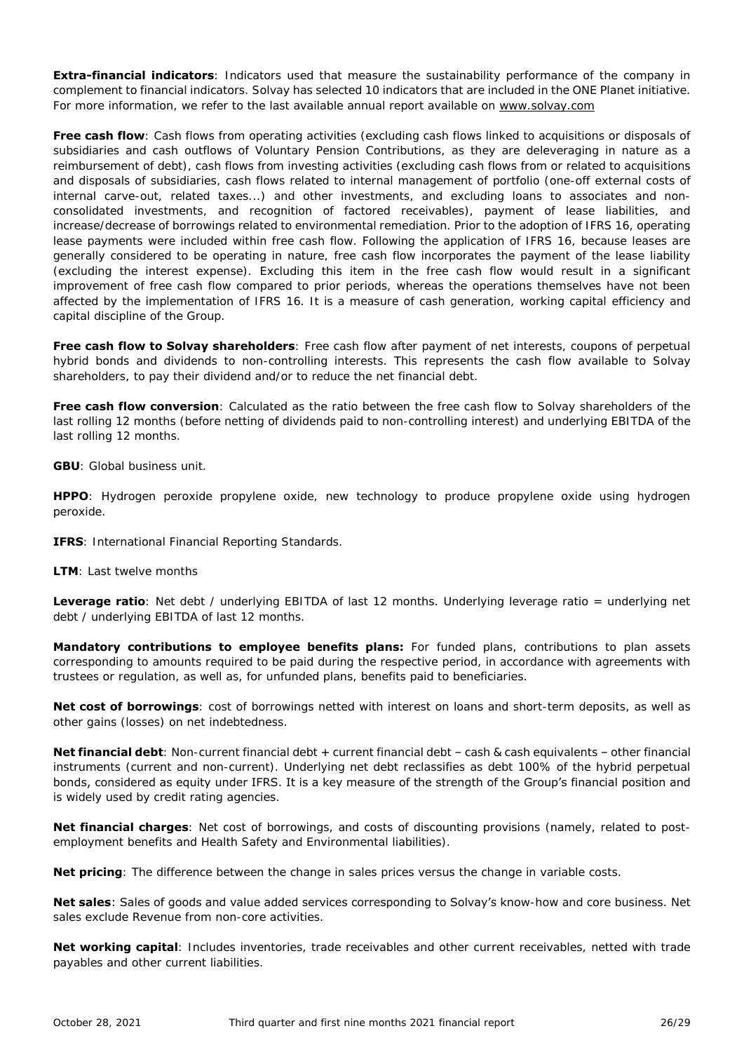**Extra-financial indicators**: Indicators used that measure the sustainability performance of the company in complement to financial indicators. Solvay has selected 10 indicators that are included in the ONE Planet initiative. For more information, we refer to the last available annual report available on www.solvay.com

**Free cash flow**: Cash flows from operating activities (excluding cash flows linked to acquisitions or disposals of subsidiaries and cash outflows of Voluntary Pension Contributions, as they are deleveraging in nature as a reimbursement of debt), cash flows from investing activities (excluding cash flows from or related to acquisitions and disposals of subsidiaries, cash flows related to internal management of portfolio (one-off external costs of internal carve-out, related taxes...) and other investments, and excluding loans to associates and non-consolidated investments, and recognition of factored receivables), payment of lease liabilities, and increase/decrease of borrowings related to environmental remediation. Prior to the adoption of IFRS 16, operating lease payments were included within free cash flow. Following the application of IFRS 16, because leases are generally considered to be operating in nature, free cash flow incorporates the payment of the lease liability (excluding the interest expense). Excluding this item in the free cash flow would result in a significant improvement of free cash flow compared to prior periods, whereas the operations themselves have not been affected by the implementation of IFRS 16. It is a measure of cash generation, working capital efficiency and capital discipline of the Group.

**Free cash flow to Solvay shareholders**: Free cash flow after payment of net interests, coupons of perpetual hybrid bonds and dividends to non-controlling interests. This represents the cash flow available to Solvay shareholders, to pay their dividend and/or to reduce the net financial debt.

**Free cash flow conversion**: Calculated as the ratio between the free cash flow to Solvay shareholders of the last rolling 12 months (before netting of dividends paid to non-controlling interest) and underlying EBITDA of the last rolling 12 months.

**GBU**: Global business unit.

**HPPO**: Hydrogen peroxide propylene oxide, new technology to produce propylene oxide using hydrogen peroxide.

**IFRS**: International Financial Reporting Standards.

**LTM**: Last twelve months

**Leverage ratio**: Net debt / underlying EBITDA of last 12 months. Underlying leverage ratio = underlying net debt / underlying EBITDA of last 12 months.

**Mandatory contributions to employee benefits plans:** For funded plans, contributions to plan assets corresponding to amounts required to be paid during the respective period, in accordance with agreements with trustees or regulation, as well as, for unfunded plans, benefits paid to beneficiaries.

**Net cost of borrowings**: cost of borrowings netted with interest on loans and short-term deposits, as well as other gains (losses) on net indebtedness.

**Net financial debt**: Non-current financial debt + current financial debt – cash & cash equivalents – other financial instruments (current and non-current). Underlying net debt reclassifies as debt 100% of the hybrid perpetual bonds, considered as equity under IFRS. It is a key measure of the strength of the Group's financial position and is widely used by credit rating agencies.

**Net financial charges**: Net cost of borrowings, and costs of discounting provisions (namely, related to post-employment benefits and Health Safety and Environmental liabilities).

**Net pricing**: The difference between the change in sales prices versus the change in variable costs.

**Net sales**: Sales of goods and value added services corresponding to Solvay's know-how and core business. Net sales exclude Revenue from non-core activities.

**Net working capital**: Includes inventories, trade receivables and other current receivables, netted with trade payables and other current liabilities.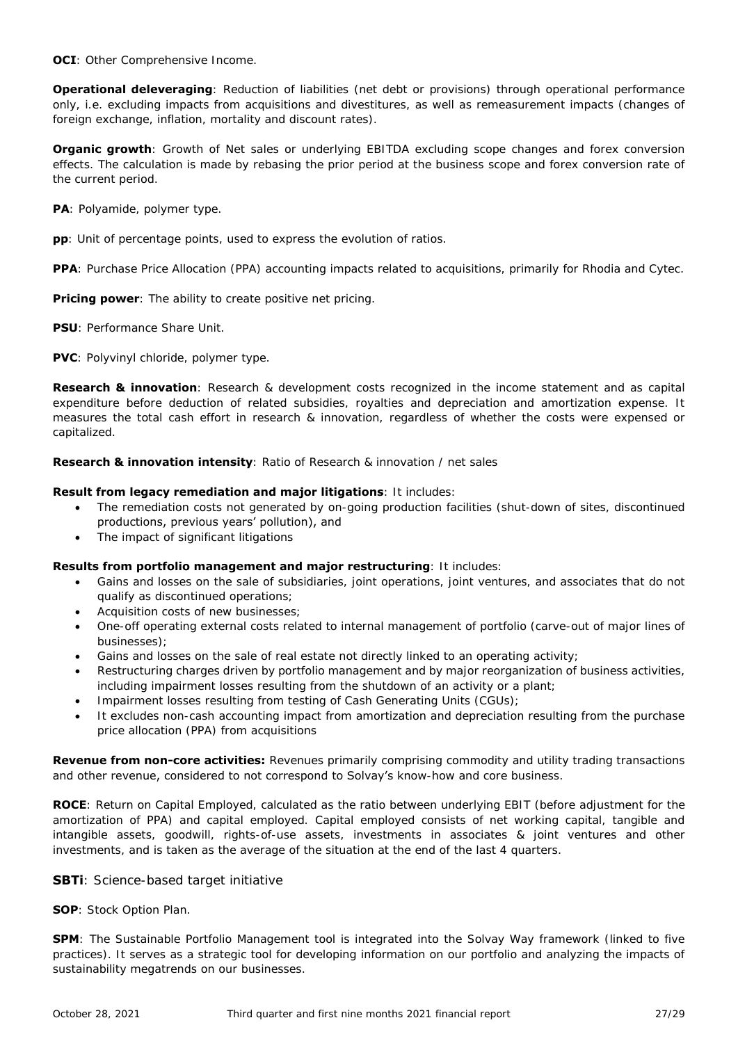**OCI**: Other Comprehensive Income.

**Operational deleveraging**: Reduction of liabilities (net debt or provisions) through operational performance only, i.e. excluding impacts from acquisitions and divestitures, as well as remeasurement impacts (changes of foreign exchange, inflation, mortality and discount rates).

**Organic growth**: Growth of Net sales or underlying EBITDA excluding scope changes and forex conversion effects. The calculation is made by rebasing the prior period at the business scope and forex conversion rate of the current period.

**PA**: Polyamide, polymer type.

**pp**: Unit of percentage points, used to express the evolution of ratios.

**PPA**: Purchase Price Allocation (PPA) accounting impacts related to acquisitions, primarily for Rhodia and Cytec.

**Pricing power**: The ability to create positive net pricing.

**PSU**: Performance Share Unit.

**PVC**: Polyvinyl chloride, polymer type.

**Research & innovation**: Research & development costs recognized in the income statement and as capital expenditure before deduction of related subsidies, royalties and depreciation and amortization expense. It measures the total cash effort in research & innovation, regardless of whether the costs were expensed or capitalized.

**Research & innovation intensity**: Ratio of Research & innovation / net sales

**Result from legacy remediation and major litigations**: It includes:

- The remediation costs not generated by on-going production facilities (shut-down of sites, discontinued productions, previous years' pollution), and
- The impact of significant litigations

**Results from portfolio management and major restructuring**: It includes:

- Gains and losses on the sale of subsidiaries, joint operations, joint ventures, and associates that do not qualify as discontinued operations;
- Acquisition costs of new businesses;
- One-off operating external costs related to internal management of portfolio (carve-out of major lines of businesses);
- Gains and losses on the sale of real estate not directly linked to an operating activity;
- Restructuring charges driven by portfolio management and by major reorganization of business activities, including impairment losses resulting from the shutdown of an activity or a plant;
- Impairment losses resulting from testing of Cash Generating Units (CGUs);
- It excludes non-cash accounting impact from amortization and depreciation resulting from the purchase price allocation (PPA) from acquisitions

**Revenue from non-core activities:** Revenues primarily comprising commodity and utility trading transactions and other revenue, considered to not correspond to Solvay's know-how and core business.

**ROCE**: Return on Capital Employed, calculated as the ratio between underlying EBIT (before adjustment for the amortization of PPA) and capital employed. Capital employed consists of net working capital, tangible and intangible assets, goodwill, rights-of-use assets, investments in associates & joint ventures and other investments, and is taken as the average of the situation at the end of the last 4 quarters.

**SBTi**: Science-based target initiative

**SOP**: Stock Option Plan.

**SPM**: The Sustainable Portfolio Management tool is integrated into the Solvay Way framework (linked to five practices). It serves as a strategic tool for developing information on our portfolio and analyzing the impacts of sustainability megatrends on our businesses.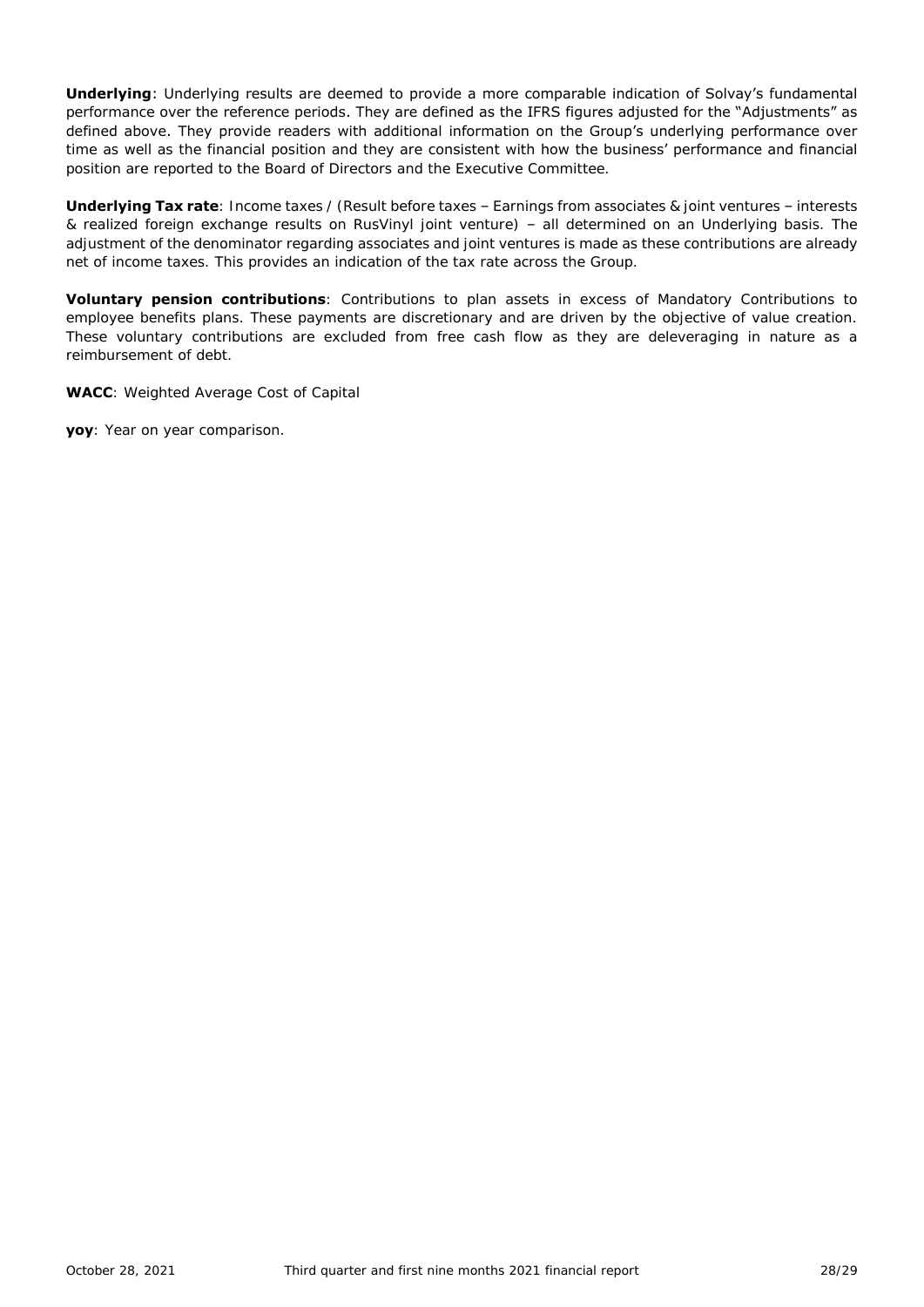**Underlying**: Underlying results are deemed to provide a more comparable indication of Solvay's fundamental performance over the reference periods. They are defined as the IFRS figures adjusted for the "Adjustments" as defined above. They provide readers with additional information on the Group's underlying performance over time as well as the financial position and they are consistent with how the business' performance and financial position are reported to the Board of Directors and the Executive Committee.

**Underlying Tax rate**: Income taxes / (Result before taxes – Earnings from associates & joint ventures – interests & realized foreign exchange results on RusVinyl joint venture) – all determined on an Underlying basis. The adjustment of the denominator regarding associates and joint ventures is made as these contributions are already net of income taxes. This provides an indication of the tax rate across the Group.

**Voluntary pension contributions**: Contributions to plan assets in excess of Mandatory Contributions to employee benefits plans. These payments are discretionary and are driven by the objective of value creation. These voluntary contributions are excluded from free cash flow as they are deleveraging in nature as a reimbursement of debt.

**WACC**: Weighted Average Cost of Capital

**yoy**: Year on year comparison.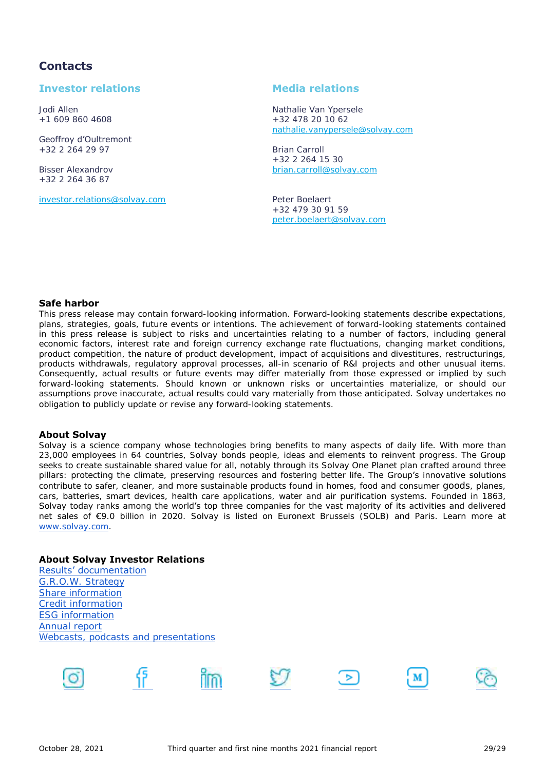## Contacts

### Investor relations

Jodi Allen
+1 609 860 4608

Geoffroy d'Oultremont
+32 2 264 29 97

Bisser Alexandrov
+32 2 264 36 87

investor.relations@solvay.com

### Media relations

Nathalie Van Ypersele
+32 478 20 10 62
nathalie.vanypersele@solvay.com

Brian Carroll
+32 2 264 15 30
brian.carroll@solvay.com

Peter Boelaert
+32 479 30 91 59
peter.boelaert@solvay.com

### Safe harbor

This press release may contain forward-looking information. Forward-looking statements describe expectations, plans, strategies, goals, future events or intentions. The achievement of forward-looking statements contained in this press release is subject to risks and uncertainties relating to a number of factors, including general economic factors, interest rate and foreign currency exchange rate fluctuations, changing market conditions, product competition, the nature of product development, impact of acquisitions and divestitures, restructurings, products withdrawals, regulatory approval processes, all-in scenario of R&I projects and other unusual items. Consequently, actual results or future events may differ materially from those expressed or implied by such forward-looking statements. Should known or unknown risks or uncertainties materialize, or should our assumptions prove inaccurate, actual results could vary materially from those anticipated. Solvay undertakes no obligation to publicly update or revise any forward-looking statements.

### About Solvay

Solvay is a science company whose technologies bring benefits to many aspects of daily life. With more than 23,000 employees in 64 countries, Solvay bonds people, ideas and elements to reinvent progress. The Group seeks to create sustainable shared value for all, notably through its Solvay One Planet plan crafted around three pillars: protecting the climate, preserving resources and fostering better life. The Group's innovative solutions contribute to safer, cleaner, and more sustainable products found in homes, food and consumer goods, planes, cars, batteries, smart devices, health care applications, water and air purification systems. Founded in 1863, Solvay today ranks among the world's top three companies for the vast majority of its activities and delivered net sales of €9.0 billion in 2020. Solvay is listed on Euronext Brussels (SOLB) and Paris. Learn more at www.solvay.com.

### About Solvay Investor Relations

- Results' documentation
- G.R.O.W. Strategy
- Share information
- Credit information
- ESG information
- Annual report
- Webcasts, podcasts and presentations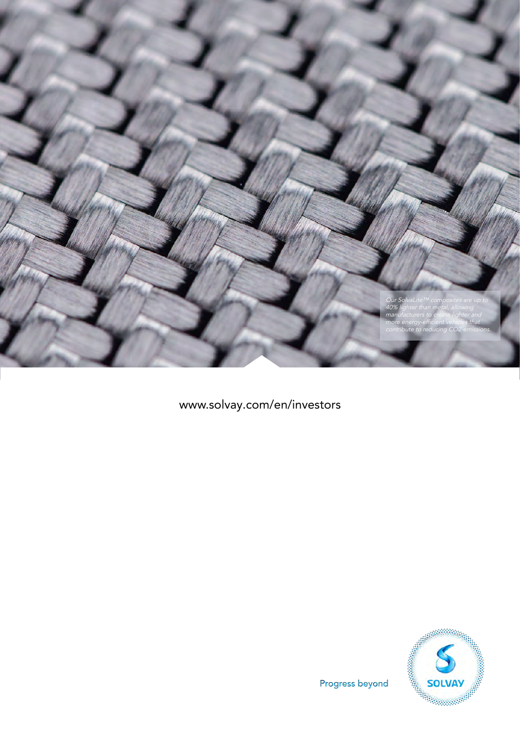*Our SolvaLite™ composites are up to 40% lighter than metal, allowing manufacturers to create lighter and more energy-efficient vehicles that contribute to reducing $CO_2$ emissions.*

www.solvay.com/en/investors

Progress beyond

SOLVAY